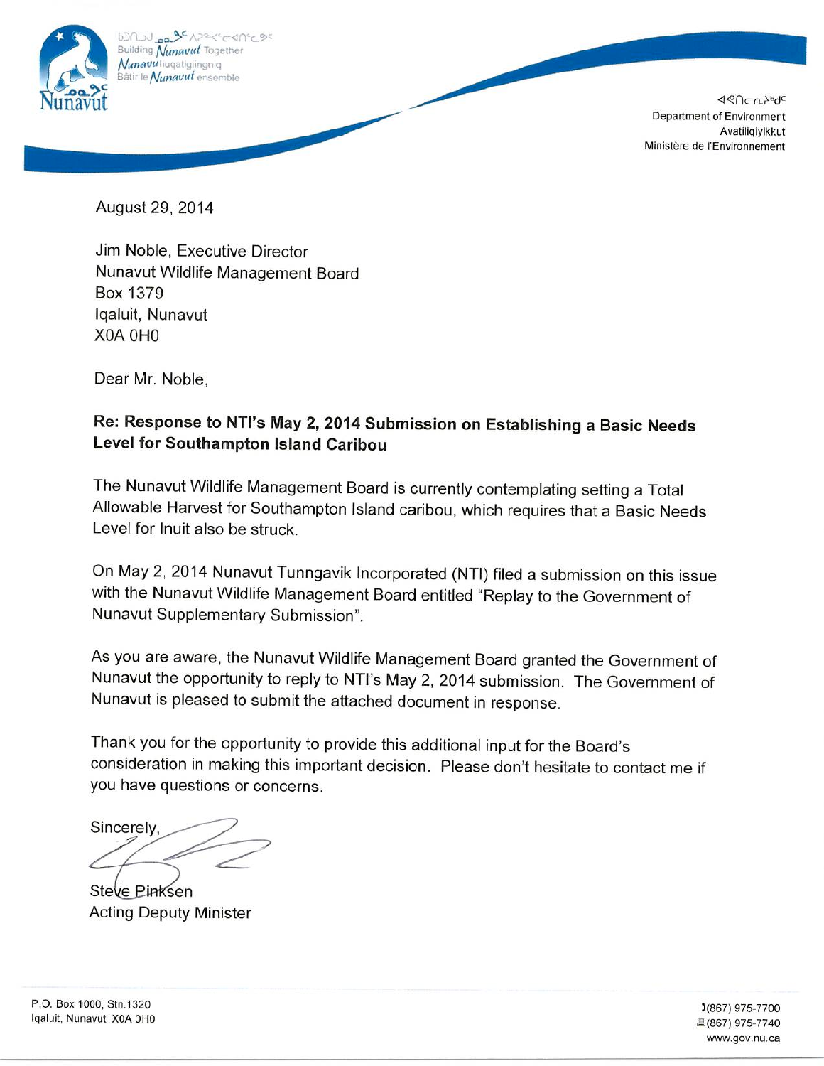ᑲᑎᒪᔪᑦ ᓄᓇᕗᑦ ᐱᕈᕐᓴᓯᐊᕐᓂᖓ

Building *Nunavut* Together

*Nunavut*liuqatigiingniq

Bâtir le *Nunavut* ensemble

Nunavut

ᐊᕙᑎᓕᕆᔨᒃᑯᑦ

Department of Environment

Avatiliqiyikkut

Ministère de l'Environnement

August 29, 2014

Jim Noble, Executive Director
Nunavut Wildlife Management Board
Box 1379
Iqaluit, Nunavut
X0A 0H0

Dear Mr. Noble,

**Re: Response to NTI's May 2, 2014 Submission on Establishing a Basic Needs Level for Southampton Island Caribou**

The Nunavut Wildlife Management Board is currently contemplating setting a Total Allowable Harvest for Southampton Island caribou, which requires that a Basic Needs Level for Inuit also be struck.

On May 2, 2014 Nunavut Tunngavik Incorporated (NTI) filed a submission on this issue with the Nunavut Wildlife Management Board entitled "Replay to the Government of Nunavut Supplementary Submission".

As you are aware, the Nunavut Wildlife Management Board granted the Government of Nunavut the opportunity to reply to NTI's May 2, 2014 submission. The Government of Nunavut is pleased to submit the attached document in response.

Thank you for the opportunity to provide this additional input for the Board's consideration in making this important decision. Please don't hesitate to contact me if you have questions or concerns.

Sincerely,

Steve Pinksen
Acting Deputy Minister

P.O. Box 1000, Stn.1320
Iqaluit, Nunavut X0A 0H0

(867) 975-7700
(867) 975-7740
www.gov.nu.ca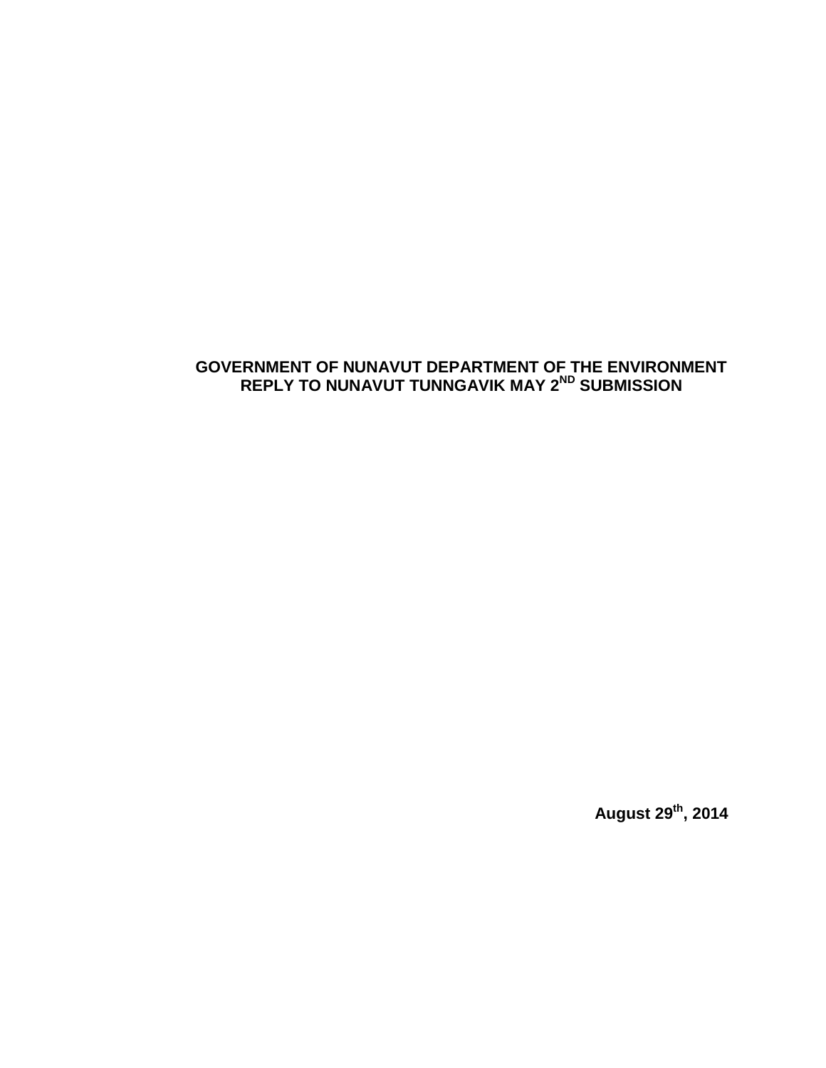# GOVERNMENT OF NUNAVUT DEPARTMENT OF THE ENVIRONMENT REPLY TO NUNAVUT TUNNGAVIK MAY 2ND SUBMISSION

**August 29th, 2014**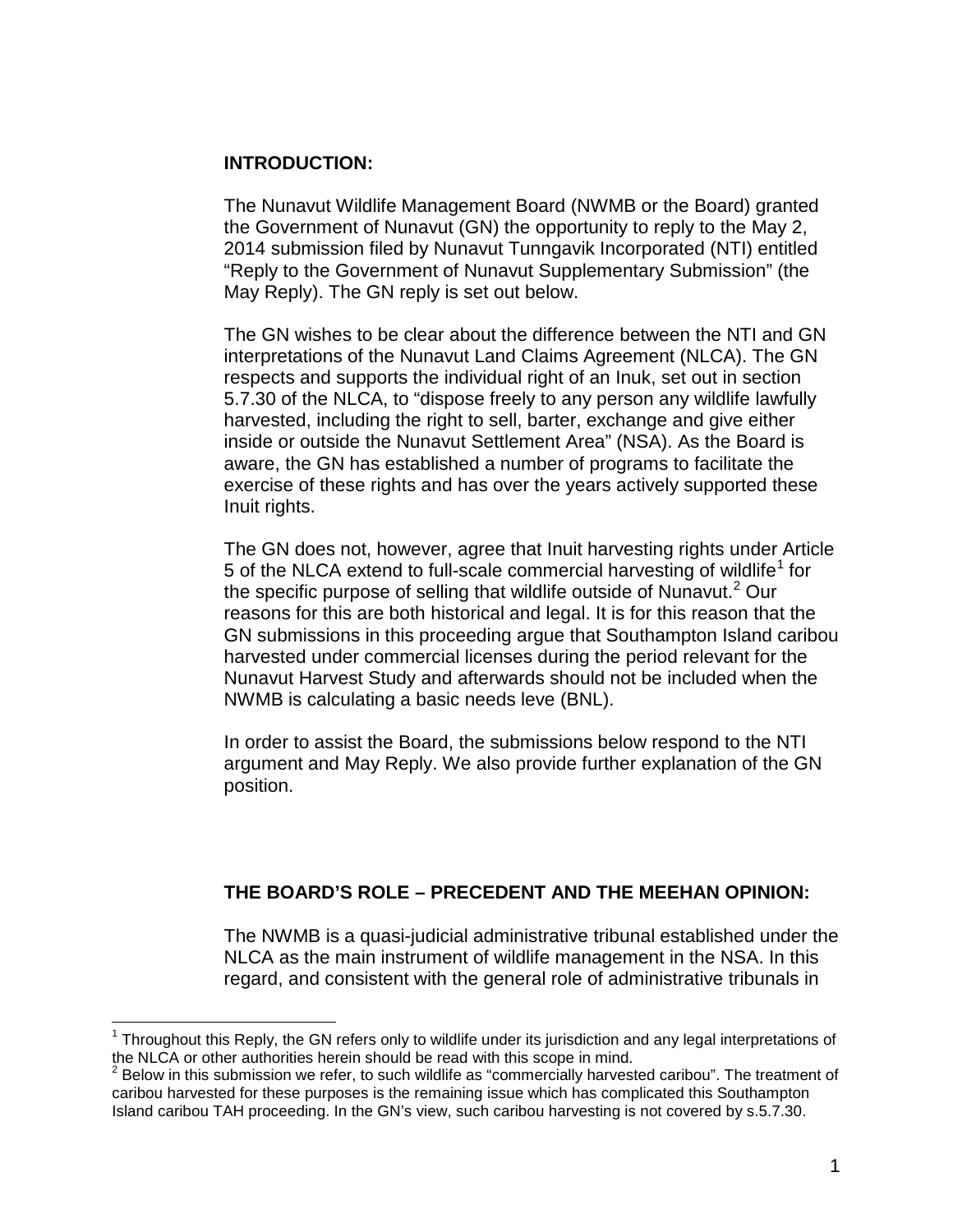## INTRODUCTION:

The Nunavut Wildlife Management Board (NWMB or the Board) granted the Government of Nunavut (GN) the opportunity to reply to the May 2, 2014 submission filed by Nunavut Tunngavik Incorporated (NTI) entitled "Reply to the Government of Nunavut Supplementary Submission" (the May Reply). The GN reply is set out below.

The GN wishes to be clear about the difference between the NTI and GN interpretations of the Nunavut Land Claims Agreement (NLCA). The GN respects and supports the individual right of an Inuk, set out in section 5.7.30 of the NLCA, to "dispose freely to any person any wildlife lawfully harvested, including the right to sell, barter, exchange and give either inside or outside the Nunavut Settlement Area" (NSA). As the Board is aware, the GN has established a number of programs to facilitate the exercise of these rights and has over the years actively supported these Inuit rights.

The GN does not, however, agree that Inuit harvesting rights under Article 5 of the NLCA extend to full-scale commercial harvesting of wildlife[1] for the specific purpose of selling that wildlife outside of Nunavut.[2] Our reasons for this are both historical and legal. It is for this reason that the GN submissions in this proceeding argue that Southampton Island caribou harvested under commercial licenses during the period relevant for the Nunavut Harvest Study and afterwards should not be included when the NWMB is calculating a basic needs leve (BNL).

In order to assist the Board, the submissions below respond to the NTI argument and May Reply. We also provide further explanation of the GN position.

## THE BOARD'S ROLE – PRECEDENT AND THE MEEHAN OPINION:

The NWMB is a quasi-judicial administrative tribunal established under the NLCA as the main instrument of wildlife management in the NSA. In this regard, and consistent with the general role of administrative tribunals in

---

[1] Throughout this Reply, the GN refers only to wildlife under its jurisdiction and any legal interpretations of the NLCA or other authorities herein should be read with this scope in mind.

[2] Below in this submission we refer, to such wildlife as "commercially harvested caribou". The treatment of caribou harvested for these purposes is the remaining issue which has complicated this Southampton Island caribou TAH proceeding. In the GN's view, such caribou harvesting is not covered by s.5.7.30.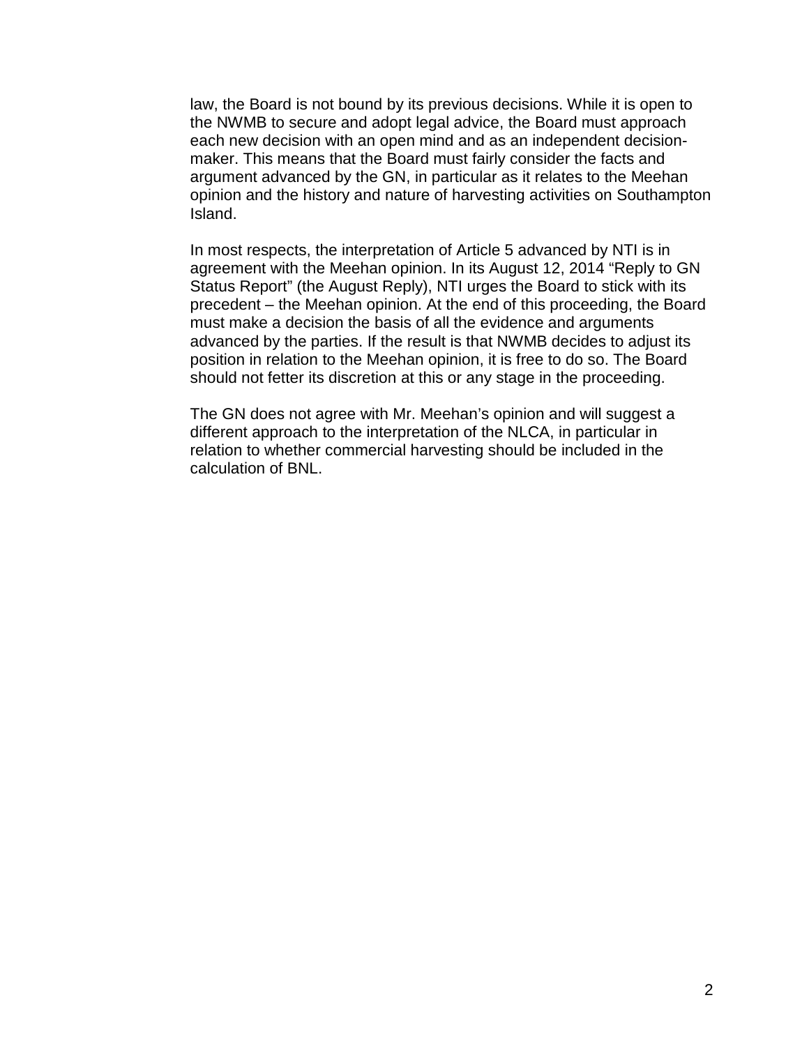law, the Board is not bound by its previous decisions. While it is open to the NWMB to secure and adopt legal advice, the Board must approach each new decision with an open mind and as an independent decision-maker. This means that the Board must fairly consider the facts and argument advanced by the GN, in particular as it relates to the Meehan opinion and the history and nature of harvesting activities on Southampton Island.

In most respects, the interpretation of Article 5 advanced by NTI is in agreement with the Meehan opinion. In its August 12, 2014 "Reply to GN Status Report" (the August Reply), NTI urges the Board to stick with its precedent – the Meehan opinion. At the end of this proceeding, the Board must make a decision the basis of all the evidence and arguments advanced by the parties. If the result is that NWMB decides to adjust its position in relation to the Meehan opinion, it is free to do so. The Board should not fetter its discretion at this or any stage in the proceeding.

The GN does not agree with Mr. Meehan's opinion and will suggest a different approach to the interpretation of the NLCA, in particular in relation to whether commercial harvesting should be included in the calculation of BNL.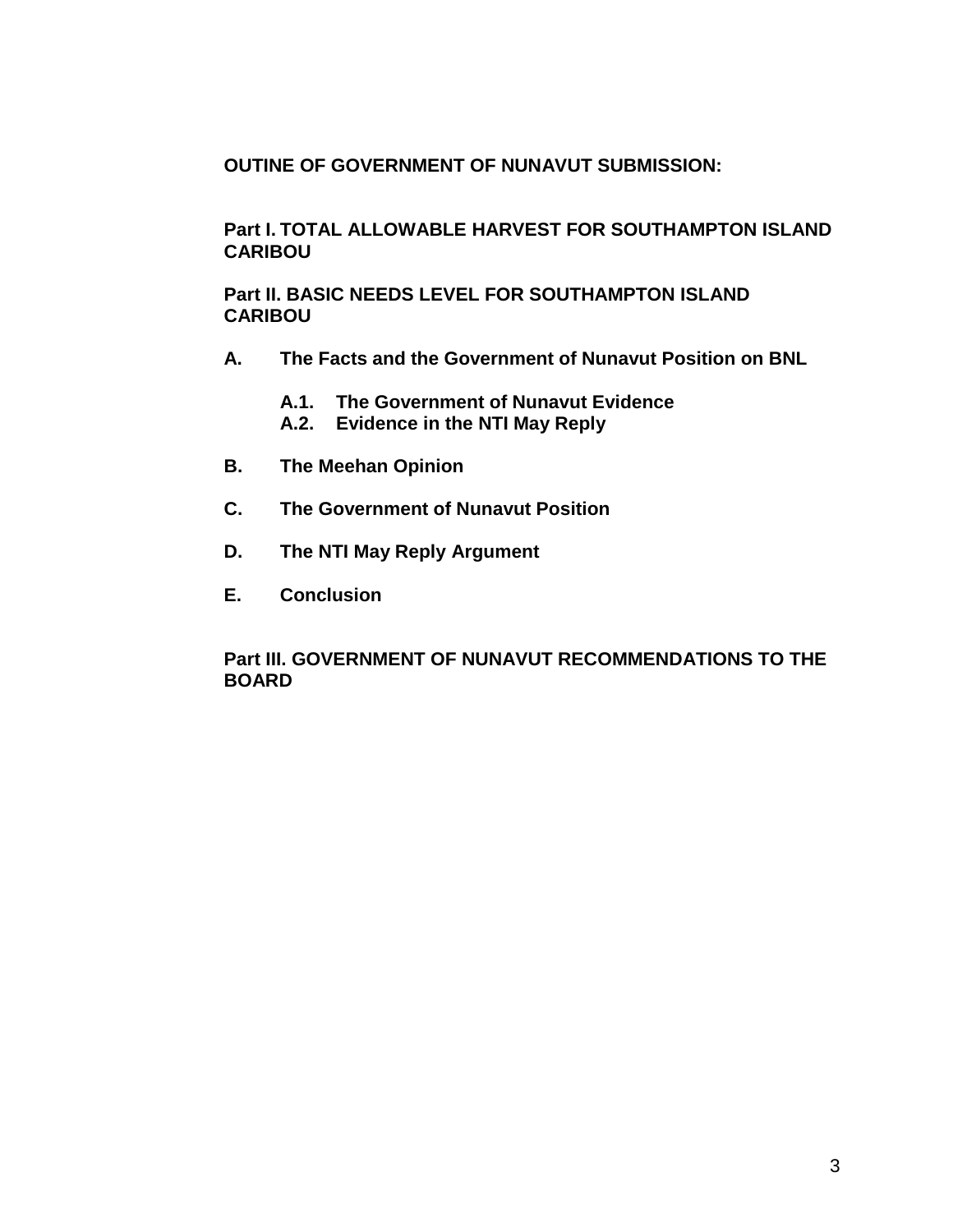**OUTINE OF GOVERNMENT OF NUNAVUT SUBMISSION:**

**Part I. TOTAL ALLOWABLE HARVEST FOR SOUTHAMPTON ISLAND CARIBOU**

**Part II. BASIC NEEDS LEVEL FOR SOUTHAMPTON ISLAND CARIBOU**

**A. The Facts and the Government of Nunavut Position on BNL**

- **A.1. The Government of Nunavut Evidence**
- **A.2. Evidence in the NTI May Reply**

**B. The Meehan Opinion**

**C. The Government of Nunavut Position**

**D. The NTI May Reply Argument**

**E. Conclusion**

**Part III. GOVERNMENT OF NUNAVUT RECOMMENDATIONS TO THE BOARD**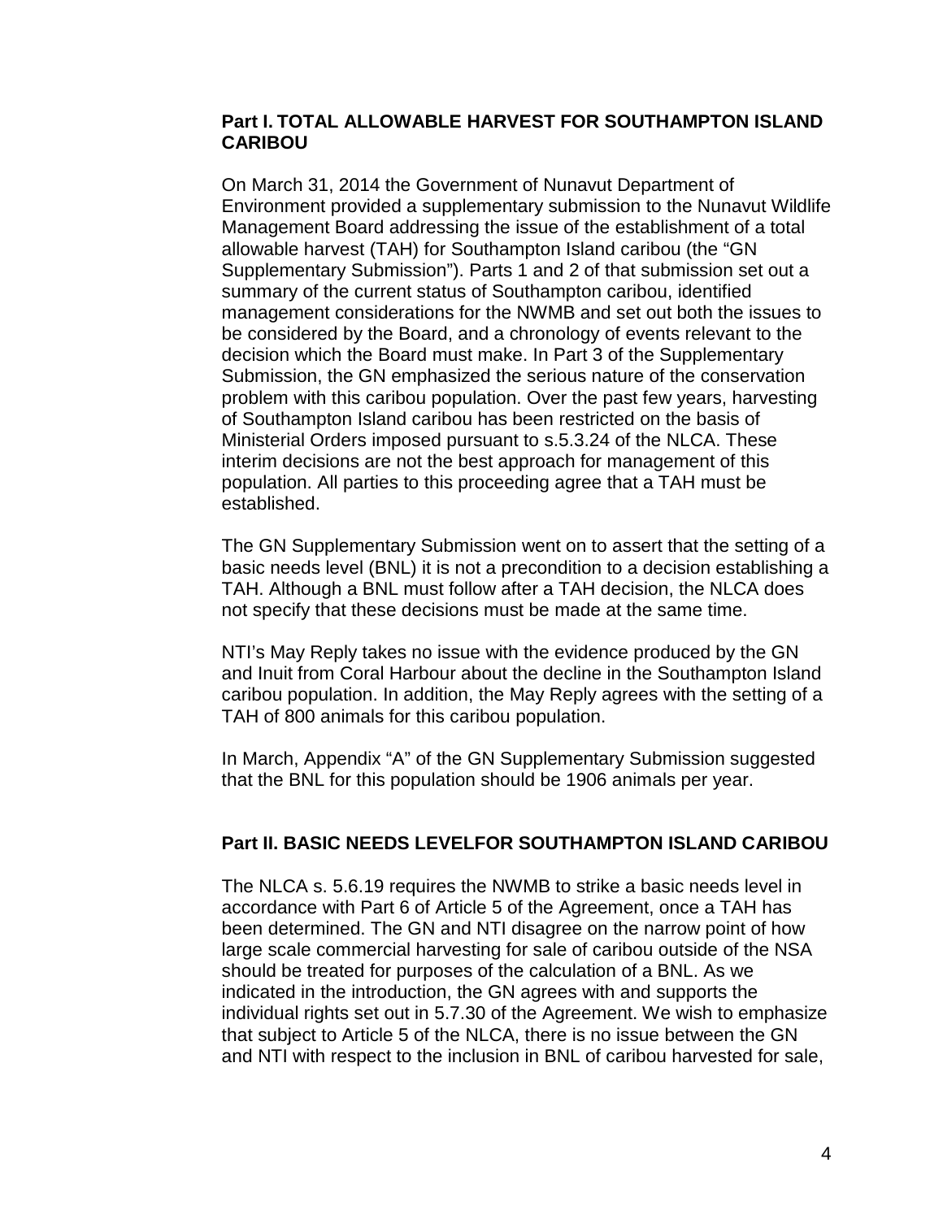## Part I. TOTAL ALLOWABLE HARVEST FOR SOUTHAMPTON ISLAND CARIBOU

On March 31, 2014 the Government of Nunavut Department of Environment provided a supplementary submission to the Nunavut Wildlife Management Board addressing the issue of the establishment of a total allowable harvest (TAH) for Southampton Island caribou (the "GN Supplementary Submission"). Parts 1 and 2 of that submission set out a summary of the current status of Southampton caribou, identified management considerations for the NWMB and set out both the issues to be considered by the Board, and a chronology of events relevant to the decision which the Board must make. In Part 3 of the Supplementary Submission, the GN emphasized the serious nature of the conservation problem with this caribou population. Over the past few years, harvesting of Southampton Island caribou has been restricted on the basis of Ministerial Orders imposed pursuant to s.5.3.24 of the NLCA. These interim decisions are not the best approach for management of this population. All parties to this proceeding agree that a TAH must be established.

The GN Supplementary Submission went on to assert that the setting of a basic needs level (BNL) it is not a precondition to a decision establishing a TAH. Although a BNL must follow after a TAH decision, the NLCA does not specify that these decisions must be made at the same time.

NTI's May Reply takes no issue with the evidence produced by the GN and Inuit from Coral Harbour about the decline in the Southampton Island caribou population. In addition, the May Reply agrees with the setting of a TAH of 800 animals for this caribou population.

In March, Appendix "A" of the GN Supplementary Submission suggested that the BNL for this population should be 1906 animals per year.

## Part II. BASIC NEEDS LEVELFOR SOUTHAMPTON ISLAND CARIBOU

The NLCA s. 5.6.19 requires the NWMB to strike a basic needs level in accordance with Part 6 of Article 5 of the Agreement, once a TAH has been determined. The GN and NTI disagree on the narrow point of how large scale commercial harvesting for sale of caribou outside of the NSA should be treated for purposes of the calculation of a BNL. As we indicated in the introduction, the GN agrees with and supports the individual rights set out in 5.7.30 of the Agreement. We wish to emphasize that subject to Article 5 of the NLCA, there is no issue between the GN and NTI with respect to the inclusion in BNL of caribou harvested for sale,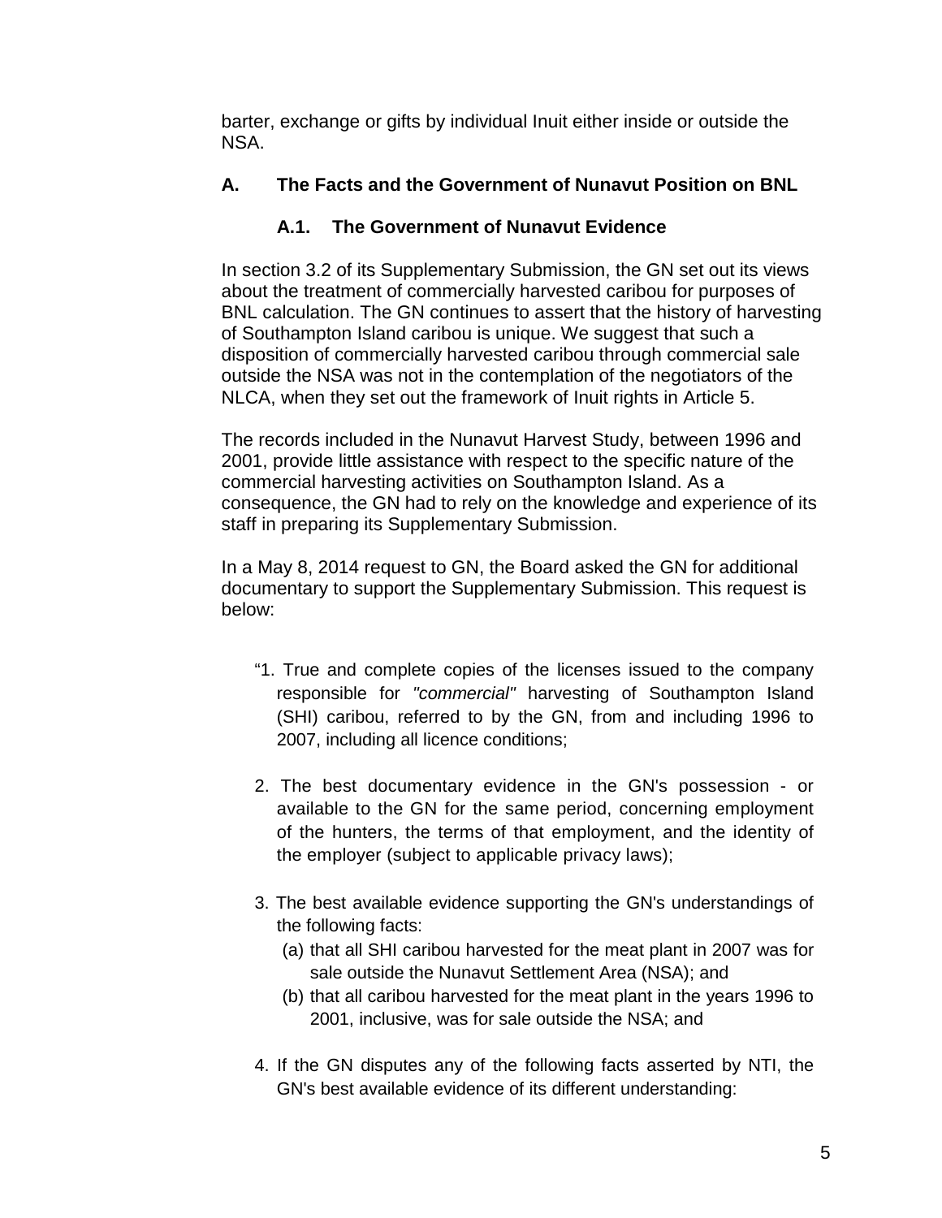barter, exchange or gifts by individual Inuit either inside or outside the NSA.

## A. The Facts and the Government of Nunavut Position on BNL

### A.1. The Government of Nunavut Evidence

In section 3.2 of its Supplementary Submission, the GN set out its views about the treatment of commercially harvested caribou for purposes of BNL calculation. The GN continues to assert that the history of harvesting of Southampton Island caribou is unique. We suggest that such a disposition of commercially harvested caribou through commercial sale outside the NSA was not in the contemplation of the negotiators of the NLCA, when they set out the framework of Inuit rights in Article 5.

The records included in the Nunavut Harvest Study, between 1996 and 2001, provide little assistance with respect to the specific nature of the commercial harvesting activities on Southampton Island. As a consequence, the GN had to rely on the knowledge and experience of its staff in preparing its Supplementary Submission.

In a May 8, 2014 request to GN, the Board asked the GN for additional documentary to support the Supplementary Submission. This request is below:

"1. True and complete copies of the licenses issued to the company responsible for *"commercial"* harvesting of Southampton Island (SHI) caribou, referred to by the GN, from and including 1996 to 2007, including all licence conditions;

2. The best documentary evidence in the GN's possession - or available to the GN for the same period, concerning employment of the hunters, the terms of that employment, and the identity of the employer (subject to applicable privacy laws);

3. The best available evidence supporting the GN's understandings of the following facts:
   (a) that all SHI caribou harvested for the meat plant in 2007 was for sale outside the Nunavut Settlement Area (NSA); and
   (b) that all caribou harvested for the meat plant in the years 1996 to 2001, inclusive, was for sale outside the NSA; and

4. If the GN disputes any of the following facts asserted by NTI, the GN's best available evidence of its different understanding: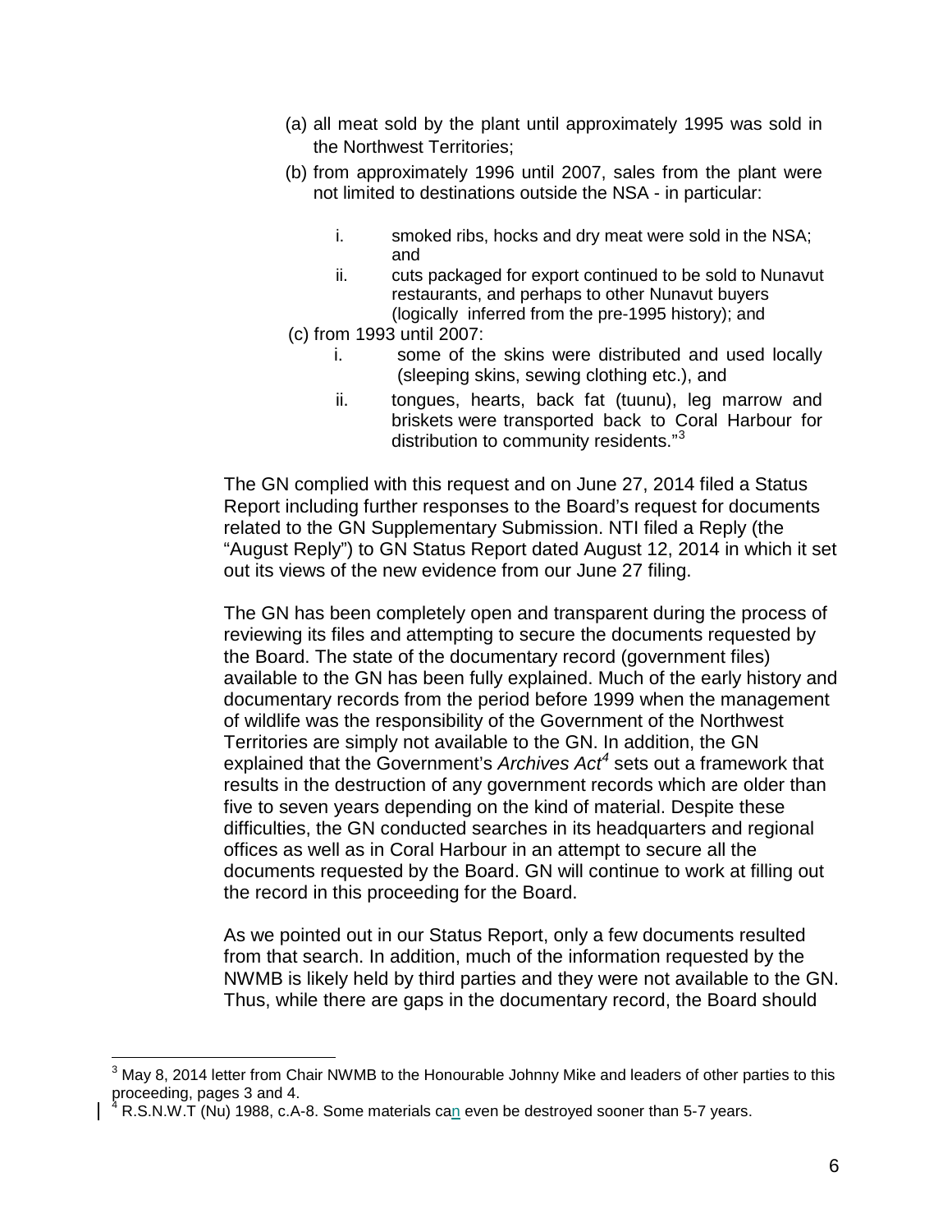(a) all meat sold by the plant until approximately 1995 was sold in the Northwest Territories;

(b) from approximately 1996 until 2007, sales from the plant were not limited to destinations outside the NSA - in particular:

   i. smoked ribs, hocks and dry meat were sold in the NSA; and

   ii. cuts packaged for export continued to be sold to Nunavut restaurants, and perhaps to other Nunavut buyers (logically inferred from the pre-1995 history); and

(c) from 1993 until 2007:

   i. some of the skins were distributed and used locally (sleeping skins, sewing clothing etc.), and

   ii. tongues, hearts, back fat (tuunu), leg marrow and briskets were transported back to Coral Harbour for distribution to community residents."[3]

The GN complied with this request and on June 27, 2014 filed a Status Report including further responses to the Board's request for documents related to the GN Supplementary Submission. NTI filed a Reply (the "August Reply") to GN Status Report dated August 12, 2014 in which it set out its views of the new evidence from our June 27 filing.

The GN has been completely open and transparent during the process of reviewing its files and attempting to secure the documents requested by the Board. The state of the documentary record (government files) available to the GN has been fully explained. Much of the early history and documentary records from the period before 1999 when the management of wildlife was the responsibility of the Government of the Northwest Territories are simply not available to the GN. In addition, the GN explained that the Government's *Archives Act*[4] sets out a framework that results in the destruction of any government records which are older than five to seven years depending on the kind of material. Despite these difficulties, the GN conducted searches in its headquarters and regional offices as well as in Coral Harbour in an attempt to secure all the documents requested by the Board. GN will continue to work at filling out the record in this proceeding for the Board.

As we pointed out in our Status Report, only a few documents resulted from that search. In addition, much of the information requested by the NWMB is likely held by third parties and they were not available to the GN. Thus, while there are gaps in the documentary record, the Board should

---

[3] May 8, 2014 letter from Chair NWMB to the Honourable Johnny Mike and leaders of other parties to this proceeding, pages 3 and 4.

[4] R.S.N.W.T (Nu) 1988, c.A-8. Some materials can even be destroyed sooner than 5-7 years.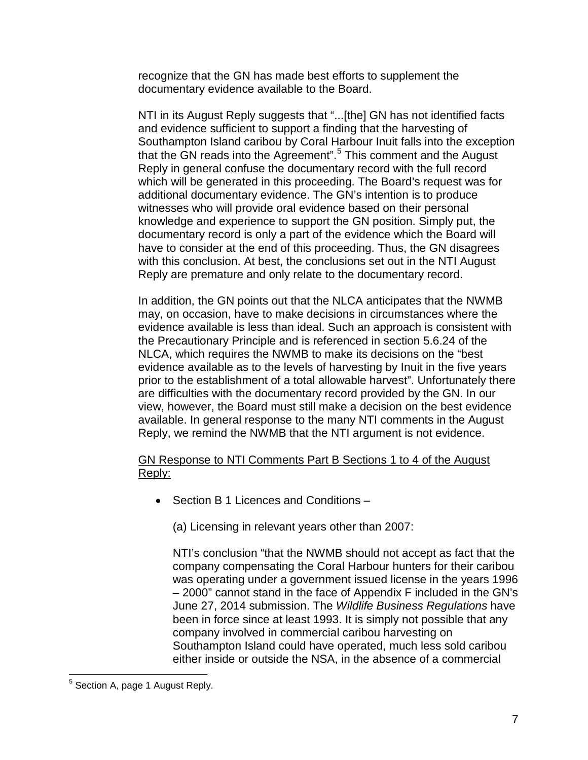recognize that the GN has made best efforts to supplement the documentary evidence available to the Board.

NTI in its August Reply suggests that "...[the] GN has not identified facts and evidence sufficient to support a finding that the harvesting of Southampton Island caribou by Coral Harbour Inuit falls into the exception that the GN reads into the Agreement".[5] This comment and the August Reply in general confuse the documentary record with the full record which will be generated in this proceeding. The Board's request was for additional documentary evidence. The GN's intention is to produce witnesses who will provide oral evidence based on their personal knowledge and experience to support the GN position. Simply put, the documentary record is only a part of the evidence which the Board will have to consider at the end of this proceeding. Thus, the GN disagrees with this conclusion. At best, the conclusions set out in the NTI August Reply are premature and only relate to the documentary record.

In addition, the GN points out that the NLCA anticipates that the NWMB may, on occasion, have to make decisions in circumstances where the evidence available is less than ideal. Such an approach is consistent with the Precautionary Principle and is referenced in section 5.6.24 of the NLCA, which requires the NWMB to make its decisions on the "best evidence available as to the levels of harvesting by Inuit in the five years prior to the establishment of a total allowable harvest". Unfortunately there are difficulties with the documentary record provided by the GN. In our view, however, the Board must still make a decision on the best evidence available. In general response to the many NTI comments in the August Reply, we remind the NWMB that the NTI argument is not evidence.

<u>GN Response to NTI Comments Part B Sections 1 to 4 of the August Reply:</u>

- Section B 1 Licences and Conditions –

  (a) Licensing in relevant years other than 2007:

  NTI's conclusion "that the NWMB should not accept as fact that the company compensating the Coral Harbour hunters for their caribou was operating under a government issued license in the years 1996 – 2000" cannot stand in the face of Appendix F included in the GN's June 27, 2014 submission. The *Wildlife Business Regulations* have been in force since at least 1993. It is simply not possible that any company involved in commercial caribou harvesting on Southampton Island could have operated, much less sold caribou either inside or outside the NSA, in the absence of a commercial

[5] Section A, page 1 August Reply.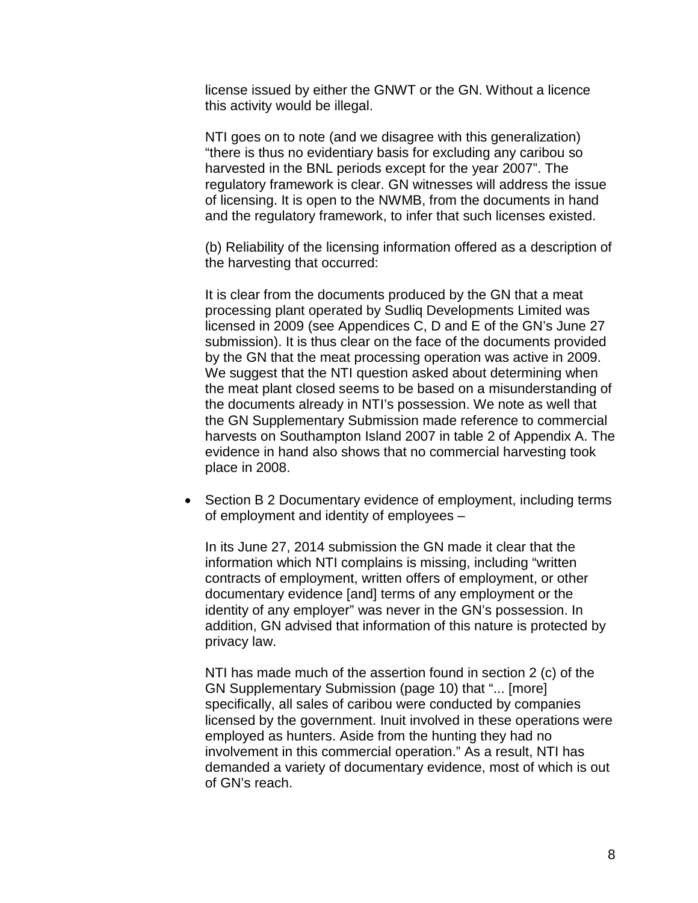license issued by either the GNWT or the GN. Without a licence this activity would be illegal.

NTI goes on to note (and we disagree with this generalization) "there is thus no evidentiary basis for excluding any caribou so harvested in the BNL periods except for the year 2007". The regulatory framework is clear. GN witnesses will address the issue of licensing. It is open to the NWMB, from the documents in hand and the regulatory framework, to infer that such licenses existed.

(b) Reliability of the licensing information offered as a description of the harvesting that occurred:

It is clear from the documents produced by the GN that a meat processing plant operated by Sudliq Developments Limited was licensed in 2009 (see Appendices C, D and E of the GN's June 27 submission). It is thus clear on the face of the documents provided by the GN that the meat processing operation was active in 2009. We suggest that the NTI question asked about determining when the meat plant closed seems to be based on a misunderstanding of the documents already in NTI's possession. We note as well that the GN Supplementary Submission made reference to commercial harvests on Southampton Island 2007 in table 2 of Appendix A. The evidence in hand also shows that no commercial harvesting took place in 2008.

- Section B 2 Documentary evidence of employment, including terms of employment and identity of employees –

  In its June 27, 2014 submission the GN made it clear that the information which NTI complains is missing, including "written contracts of employment, written offers of employment, or other documentary evidence [and] terms of any employment or the identity of any employer" was never in the GN's possession. In addition, GN advised that information of this nature is protected by privacy law.

  NTI has made much of the assertion found in section 2 (c) of the GN Supplementary Submission (page 10) that "... [more] specifically, all sales of caribou were conducted by companies licensed by the government. Inuit involved in these operations were employed as hunters. Aside from the hunting they had no involvement in this commercial operation." As a result, NTI has demanded a variety of documentary evidence, most of which is out of GN's reach.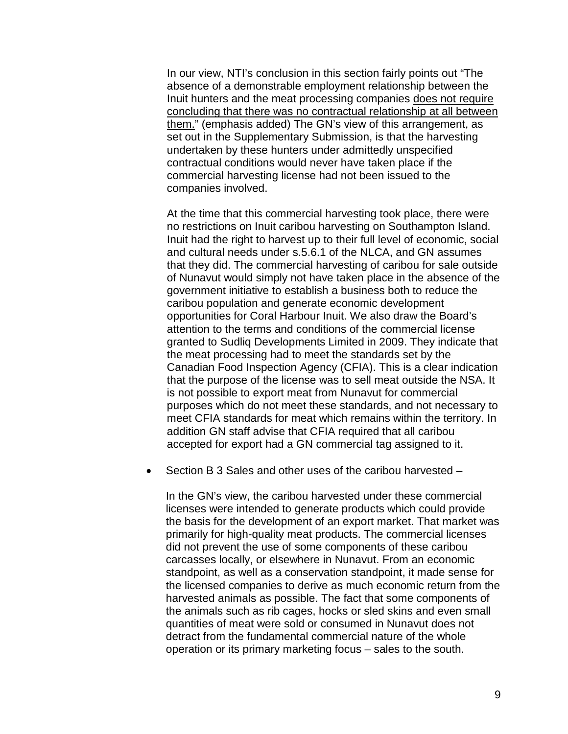In our view, NTI's conclusion in this section fairly points out "The absence of a demonstrable employment relationship between the Inuit hunters and the meat processing companies <u>does not require concluding that there was no contractual relationship at all between them.</u>" (emphasis added) The GN's view of this arrangement, as set out in the Supplementary Submission, is that the harvesting undertaken by these hunters under admittedly unspecified contractual conditions would never have taken place if the commercial harvesting license had not been issued to the companies involved.

At the time that this commercial harvesting took place, there were no restrictions on Inuit caribou harvesting on Southampton Island. Inuit had the right to harvest up to their full level of economic, social and cultural needs under s.5.6.1 of the NLCA, and GN assumes that they did. The commercial harvesting of caribou for sale outside of Nunavut would simply not have taken place in the absence of the government initiative to establish a business both to reduce the caribou population and generate economic development opportunities for Coral Harbour Inuit. We also draw the Board's attention to the terms and conditions of the commercial license granted to Sudliq Developments Limited in 2009. They indicate that the meat processing had to meet the standards set by the Canadian Food Inspection Agency (CFIA). This is a clear indication that the purpose of the license was to sell meat outside the NSA. It is not possible to export meat from Nunavut for commercial purposes which do not meet these standards, and not necessary to meet CFIA standards for meat which remains within the territory. In addition GN staff advise that CFIA required that all caribou accepted for export had a GN commercial tag assigned to it.

- Section B 3 Sales and other uses of the caribou harvested –

  In the GN's view, the caribou harvested under these commercial licenses were intended to generate products which could provide the basis for the development of an export market. That market was primarily for high-quality meat products. The commercial licenses did not prevent the use of some components of these caribou carcasses locally, or elsewhere in Nunavut. From an economic standpoint, as well as a conservation standpoint, it made sense for the licensed companies to derive as much economic return from the harvested animals as possible. The fact that some components of the animals such as rib cages, hocks or sled skins and even small quantities of meat were sold or consumed in Nunavut does not detract from the fundamental commercial nature of the whole operation or its primary marketing focus – sales to the south.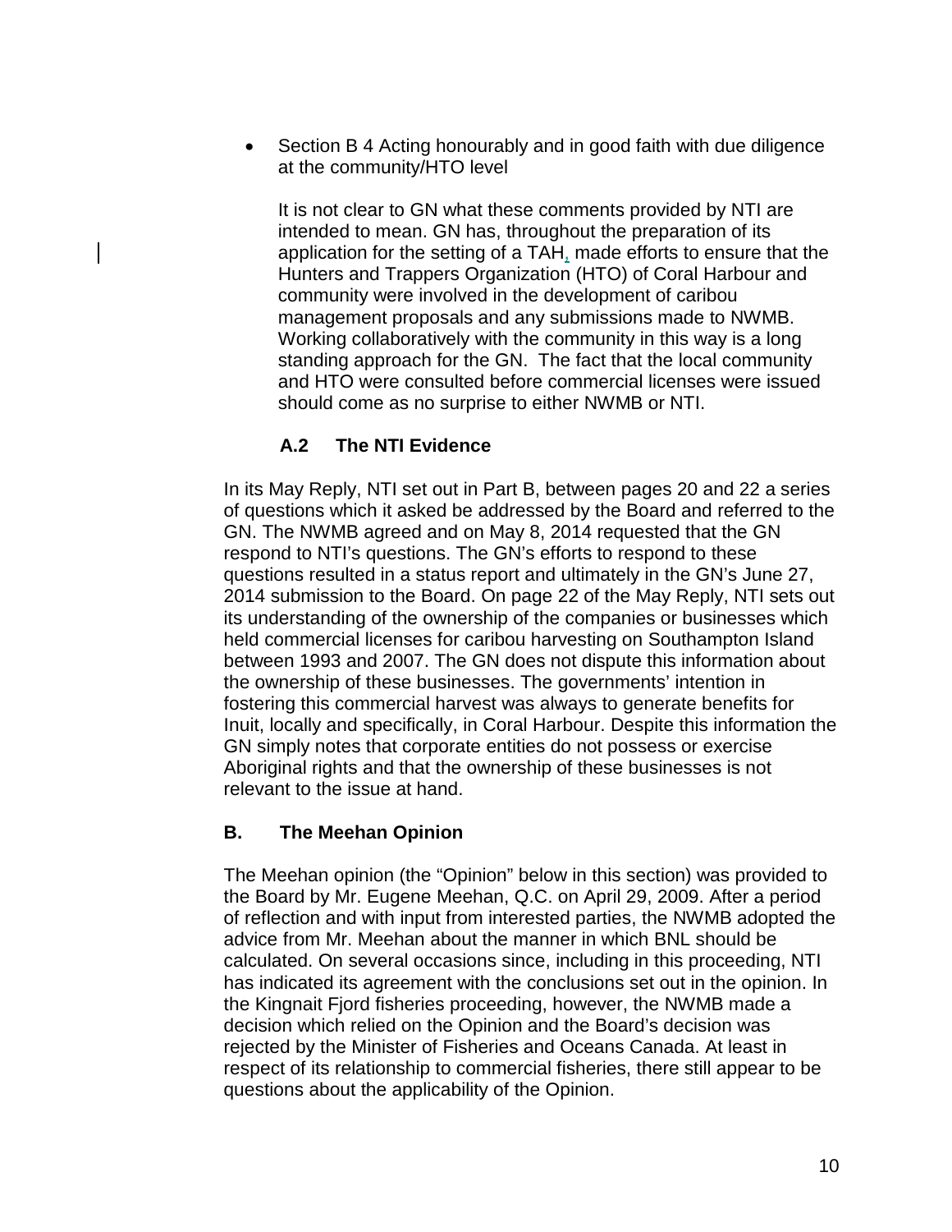- Section B 4 Acting honourably and in good faith with due diligence at the community/HTO level

  It is not clear to GN what these comments provided by NTI are intended to mean. GN has, throughout the preparation of its application for the setting of a TAH, made efforts to ensure that the Hunters and Trappers Organization (HTO) of Coral Harbour and community were involved in the development of caribou management proposals and any submissions made to NWMB. Working collaboratively with the community in this way is a long standing approach for the GN. The fact that the local community and HTO were consulted before commercial licenses were issued should come as no surprise to either NWMB or NTI.

### A.2 The NTI Evidence

In its May Reply, NTI set out in Part B, between pages 20 and 22 a series of questions which it asked be addressed by the Board and referred to the GN. The NWMB agreed and on May 8, 2014 requested that the GN respond to NTI's questions. The GN's efforts to respond to these questions resulted in a status report and ultimately in the GN's June 27, 2014 submission to the Board. On page 22 of the May Reply, NTI sets out its understanding of the ownership of the companies or businesses which held commercial licenses for caribou harvesting on Southampton Island between 1993 and 2007. The GN does not dispute this information about the ownership of these businesses. The governments' intention in fostering this commercial harvest was always to generate benefits for Inuit, locally and specifically, in Coral Harbour. Despite this information the GN simply notes that corporate entities do not possess or exercise Aboriginal rights and that the ownership of these businesses is not relevant to the issue at hand.

## B. The Meehan Opinion

The Meehan opinion (the "Opinion" below in this section) was provided to the Board by Mr. Eugene Meehan, Q.C. on April 29, 2009. After a period of reflection and with input from interested parties, the NWMB adopted the advice from Mr. Meehan about the manner in which BNL should be calculated. On several occasions since, including in this proceeding, NTI has indicated its agreement with the conclusions set out in the opinion. In the Kingnait Fjord fisheries proceeding, however, the NWMB made a decision which relied on the Opinion and the Board's decision was rejected by the Minister of Fisheries and Oceans Canada. At least in respect of its relationship to commercial fisheries, there still appear to be questions about the applicability of the Opinion.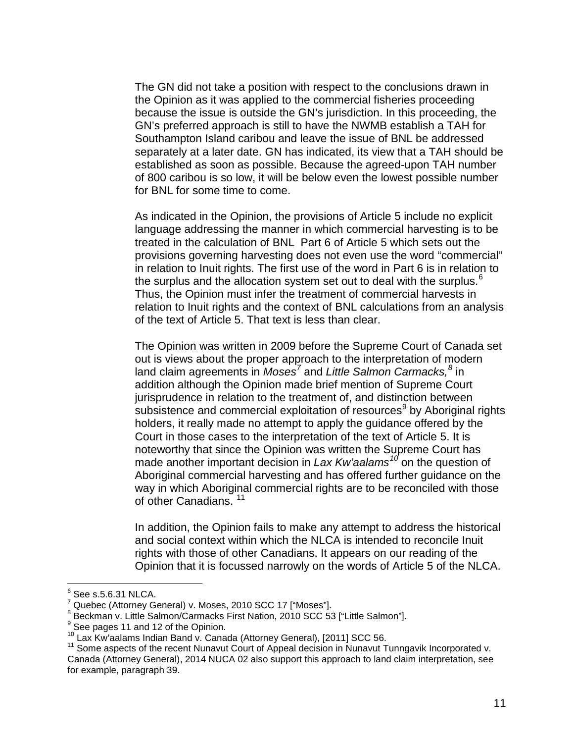The GN did not take a position with respect to the conclusions drawn in the Opinion as it was applied to the commercial fisheries proceeding because the issue is outside the GN's jurisdiction. In this proceeding, the GN's preferred approach is still to have the NWMB establish a TAH for Southampton Island caribou and leave the issue of BNL be addressed separately at a later date. GN has indicated, its view that a TAH should be established as soon as possible. Because the agreed-upon TAH number of 800 caribou is so low, it will be below even the lowest possible number for BNL for some time to come.

As indicated in the Opinion, the provisions of Article 5 include no explicit language addressing the manner in which commercial harvesting is to be treated in the calculation of BNL Part 6 of Article 5 which sets out the provisions governing harvesting does not even use the word "commercial" in relation to Inuit rights. The first use of the word in Part 6 is in relation to the surplus and the allocation system set out to deal with the surplus.[6] Thus, the Opinion must infer the treatment of commercial harvests in relation to Inuit rights and the context of BNL calculations from an analysis of the text of Article 5. That text is less than clear.

The Opinion was written in 2009 before the Supreme Court of Canada set out is views about the proper approach to the interpretation of modern land claim agreements in *Moses*[7] and *Little Salmon Carmacks,*[8] in addition although the Opinion made brief mention of Supreme Court jurisprudence in relation to the treatment of, and distinction between subsistence and commercial exploitation of resources[9] by Aboriginal rights holders, it really made no attempt to apply the guidance offered by the Court in those cases to the interpretation of the text of Article 5. It is noteworthy that since the Opinion was written the Supreme Court has made another important decision in *Lax Kw'aalams*[10] on the question of Aboriginal commercial harvesting and has offered further guidance on the way in which Aboriginal commercial rights are to be reconciled with those of other Canadians. [11]

In addition, the Opinion fails to make any attempt to address the historical and social context within which the NLCA is intended to reconcile Inuit rights with those of other Canadians. It appears on our reading of the Opinion that it is focussed narrowly on the words of Article 5 of the NLCA.

---

[6] See s.5.6.31 NLCA.

[7] Quebec (Attorney General) v. Moses, 2010 SCC 17 ["Moses"].

[8] Beckman v. Little Salmon/Carmacks First Nation, 2010 SCC 53 ["Little Salmon"].

[9] See pages 11 and 12 of the Opinion.

[10] Lax Kw'aalams Indian Band v. Canada (Attorney General), [2011] SCC 56.

[11] Some aspects of the recent Nunavut Court of Appeal decision in Nunavut Tunngavik Incorporated v. Canada (Attorney General), 2014 NUCA 02 also support this approach to land claim interpretation, see for example, paragraph 39.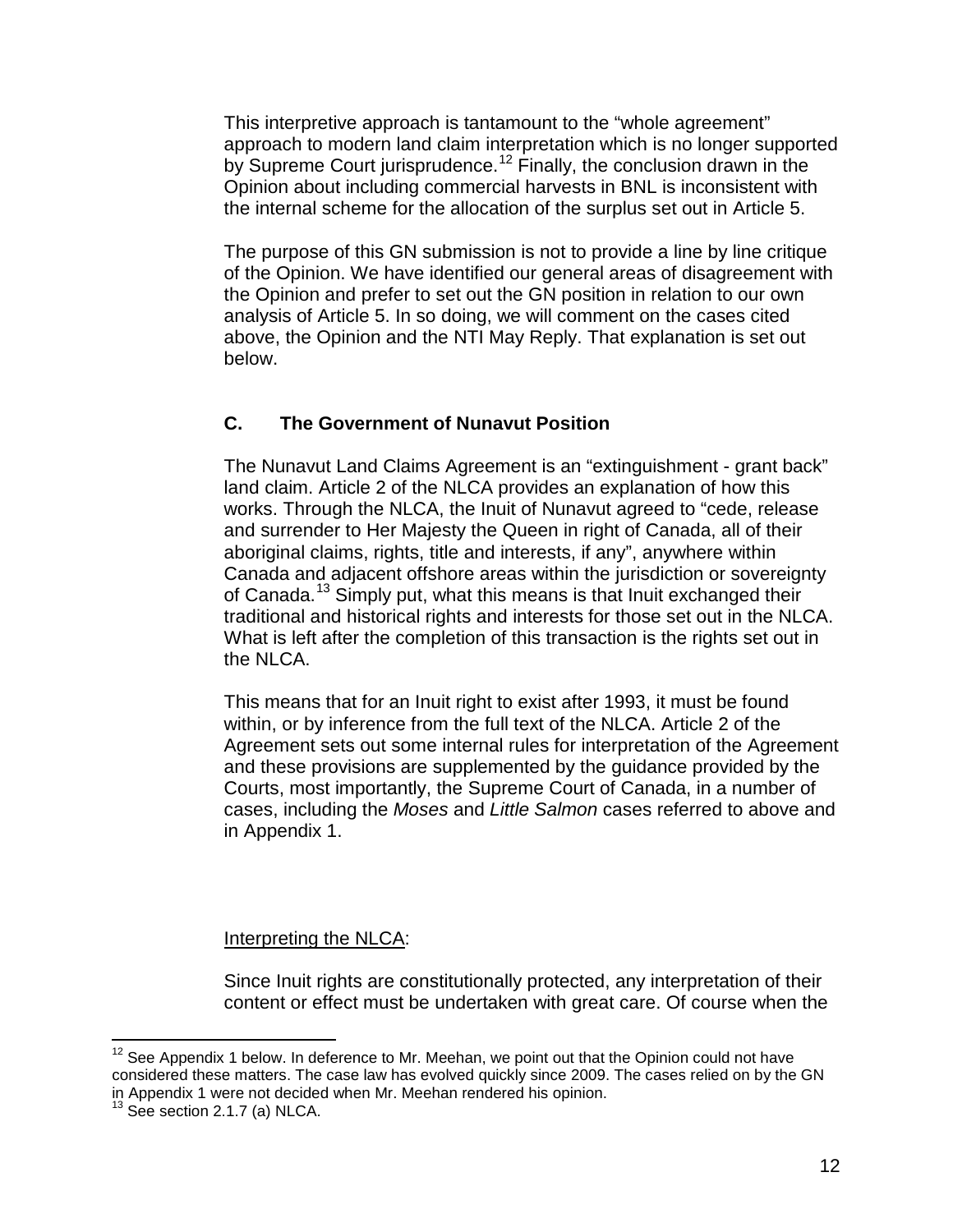This interpretive approach is tantamount to the "whole agreement" approach to modern land claim interpretation which is no longer supported by Supreme Court jurisprudence.[12] Finally, the conclusion drawn in the Opinion about including commercial harvests in BNL is inconsistent with the internal scheme for the allocation of the surplus set out in Article 5.

The purpose of this GN submission is not to provide a line by line critique of the Opinion. We have identified our general areas of disagreement with the Opinion and prefer to set out the GN position in relation to our own analysis of Article 5. In so doing, we will comment on the cases cited above, the Opinion and the NTI May Reply. That explanation is set out below.

### C. The Government of Nunavut Position

The Nunavut Land Claims Agreement is an "extinguishment - grant back" land claim. Article 2 of the NLCA provides an explanation of how this works. Through the NLCA, the Inuit of Nunavut agreed to "cede, release and surrender to Her Majesty the Queen in right of Canada, all of their aboriginal claims, rights, title and interests, if any", anywhere within Canada and adjacent offshore areas within the jurisdiction or sovereignty of Canada.[13] Simply put, what this means is that Inuit exchanged their traditional and historical rights and interests for those set out in the NLCA. What is left after the completion of this transaction is the rights set out in the NLCA.

This means that for an Inuit right to exist after 1993, it must be found within, or by inference from the full text of the NLCA. Article 2 of the Agreement sets out some internal rules for interpretation of the Agreement and these provisions are supplemented by the guidance provided by the Courts, most importantly, the Supreme Court of Canada, in a number of cases, including the *Moses* and *Little Salmon* cases referred to above and in Appendix 1.

Interpreting the NLCA:

Since Inuit rights are constitutionally protected, any interpretation of their content or effect must be undertaken with great care. Of course when the

---

[12] See Appendix 1 below. In deference to Mr. Meehan, we point out that the Opinion could not have considered these matters. The case law has evolved quickly since 2009. The cases relied on by the GN in Appendix 1 were not decided when Mr. Meehan rendered his opinion.

[13] See section 2.1.7 (a) NLCA.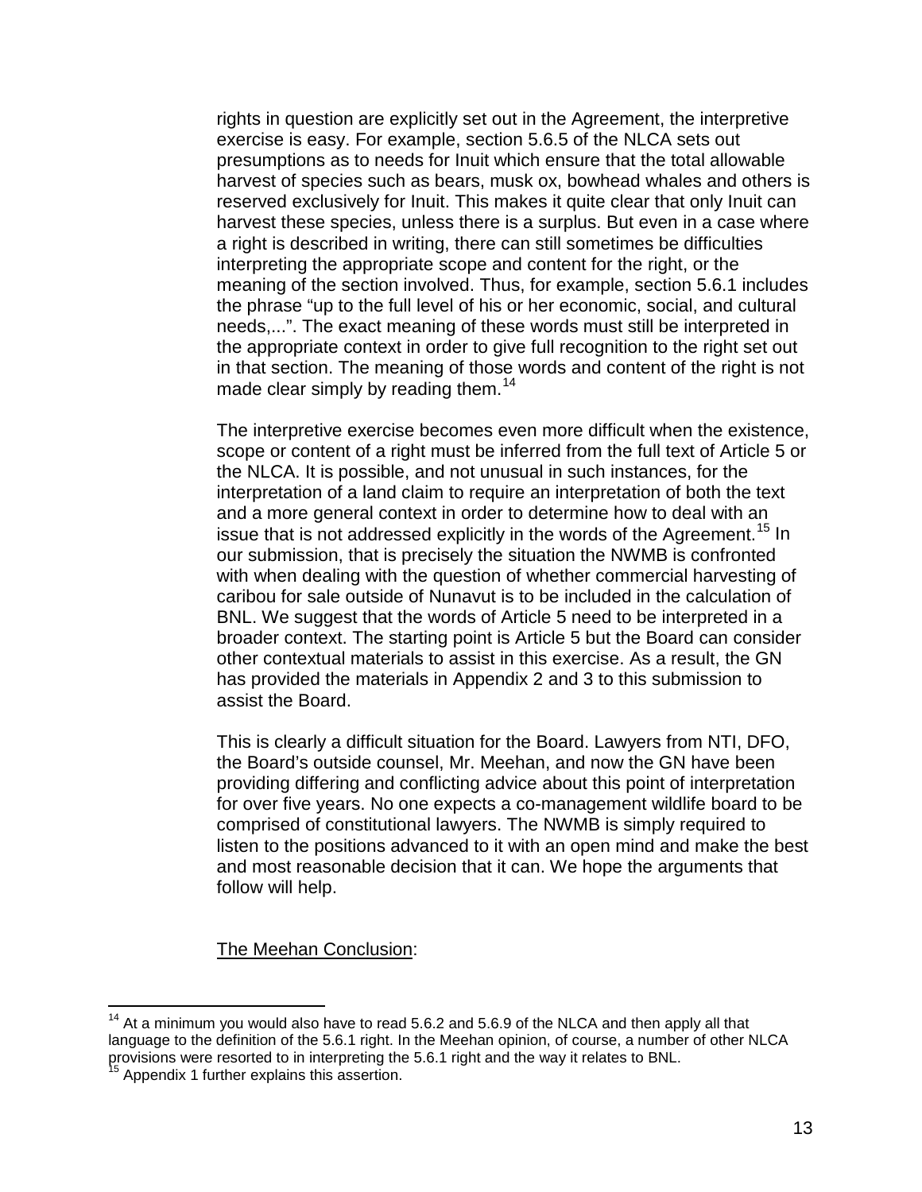rights in question are explicitly set out in the Agreement, the interpretive exercise is easy. For example, section 5.6.5 of the NLCA sets out presumptions as to needs for Inuit which ensure that the total allowable harvest of species such as bears, musk ox, bowhead whales and others is reserved exclusively for Inuit. This makes it quite clear that only Inuit can harvest these species, unless there is a surplus. But even in a case where a right is described in writing, there can still sometimes be difficulties interpreting the appropriate scope and content for the right, or the meaning of the section involved. Thus, for example, section 5.6.1 includes the phrase "up to the full level of his or her economic, social, and cultural needs,...". The exact meaning of these words must still be interpreted in the appropriate context in order to give full recognition to the right set out in that section. The meaning of those words and content of the right is not made clear simply by reading them.[14]

The interpretive exercise becomes even more difficult when the existence, scope or content of a right must be inferred from the full text of Article 5 or the NLCA. It is possible, and not unusual in such instances, for the interpretation of a land claim to require an interpretation of both the text and a more general context in order to determine how to deal with an issue that is not addressed explicitly in the words of the Agreement.[15] In our submission, that is precisely the situation the NWMB is confronted with when dealing with the question of whether commercial harvesting of caribou for sale outside of Nunavut is to be included in the calculation of BNL. We suggest that the words of Article 5 need to be interpreted in a broader context. The starting point is Article 5 but the Board can consider other contextual materials to assist in this exercise. As a result, the GN has provided the materials in Appendix 2 and 3 to this submission to assist the Board.

This is clearly a difficult situation for the Board. Lawyers from NTI, DFO, the Board's outside counsel, Mr. Meehan, and now the GN have been providing differing and conflicting advice about this point of interpretation for over five years. No one expects a co-management wildlife board to be comprised of constitutional lawyers. The NWMB is simply required to listen to the positions advanced to it with an open mind and make the best and most reasonable decision that it can. We hope the arguments that follow will help.

<u>The Meehan Conclusion</u>:

---

[14] At a minimum you would also have to read 5.6.2 and 5.6.9 of the NLCA and then apply all that language to the definition of the 5.6.1 right. In the Meehan opinion, of course, a number of other NLCA provisions were resorted to in interpreting the 5.6.1 right and the way it relates to BNL.

[15] Appendix 1 further explains this assertion.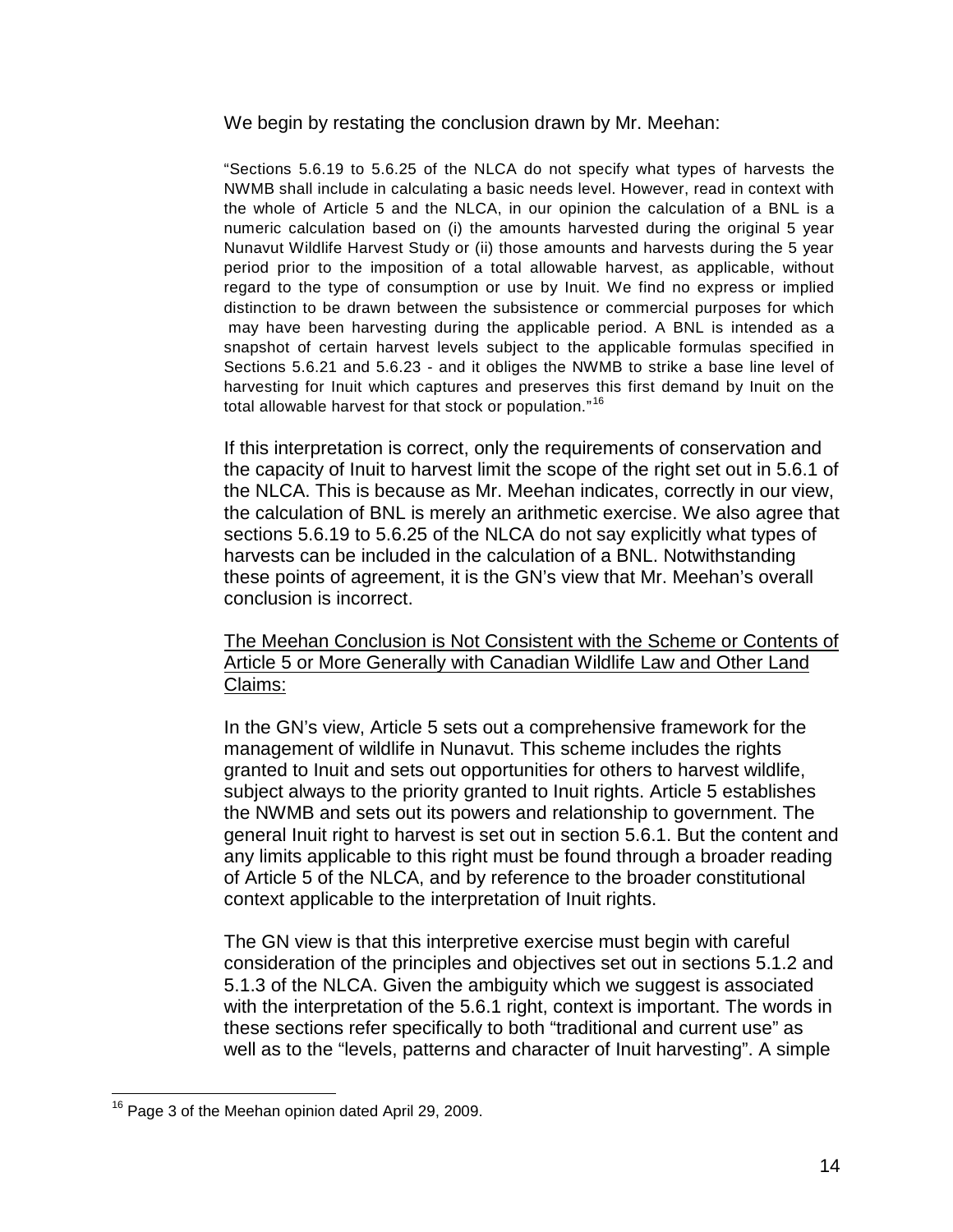We begin by restating the conclusion drawn by Mr. Meehan:

> "Sections 5.6.19 to 5.6.25 of the NLCA do not specify what types of harvests the NWMB shall include in calculating a basic needs level. However, read in context with the whole of Article 5 and the NLCA, in our opinion the calculation of a BNL is a numeric calculation based on (i) the amounts harvested during the original 5 year Nunavut Wildlife Harvest Study or (ii) those amounts and harvests during the 5 year period prior to the imposition of a total allowable harvest, as applicable, without regard to the type of consumption or use by Inuit. We find no express or implied distinction to be drawn between the subsistence or commercial purposes for which may have been harvesting during the applicable period. A BNL is intended as a snapshot of certain harvest levels subject to the applicable formulas specified in Sections 5.6.21 and 5.6.23 - and it obliges the NWMB to strike a base line level of harvesting for Inuit which captures and preserves this first demand by Inuit on the total allowable harvest for that stock or population."[16]

If this interpretation is correct, only the requirements of conservation and the capacity of Inuit to harvest limit the scope of the right set out in 5.6.1 of the NLCA. This is because as Mr. Meehan indicates, correctly in our view, the calculation of BNL is merely an arithmetic exercise. We also agree that sections 5.6.19 to 5.6.25 of the NLCA do not say explicitly what types of harvests can be included in the calculation of a BNL. Notwithstanding these points of agreement, it is the GN's view that Mr. Meehan's overall conclusion is incorrect.

<u>The Meehan Conclusion is Not Consistent with the Scheme or Contents of Article 5 or More Generally with Canadian Wildlife Law and Other Land Claims:</u>

In the GN's view, Article 5 sets out a comprehensive framework for the management of wildlife in Nunavut. This scheme includes the rights granted to Inuit and sets out opportunities for others to harvest wildlife, subject always to the priority granted to Inuit rights. Article 5 establishes the NWMB and sets out its powers and relationship to government. The general Inuit right to harvest is set out in section 5.6.1. But the content and any limits applicable to this right must be found through a broader reading of Article 5 of the NLCA, and by reference to the broader constitutional context applicable to the interpretation of Inuit rights.

The GN view is that this interpretive exercise must begin with careful consideration of the principles and objectives set out in sections 5.1.2 and 5.1.3 of the NLCA. Given the ambiguity which we suggest is associated with the interpretation of the 5.6.1 right, context is important. The words in these sections refer specifically to both "traditional and current use" as well as to the "levels, patterns and character of Inuit harvesting". A simple

[16] Page 3 of the Meehan opinion dated April 29, 2009.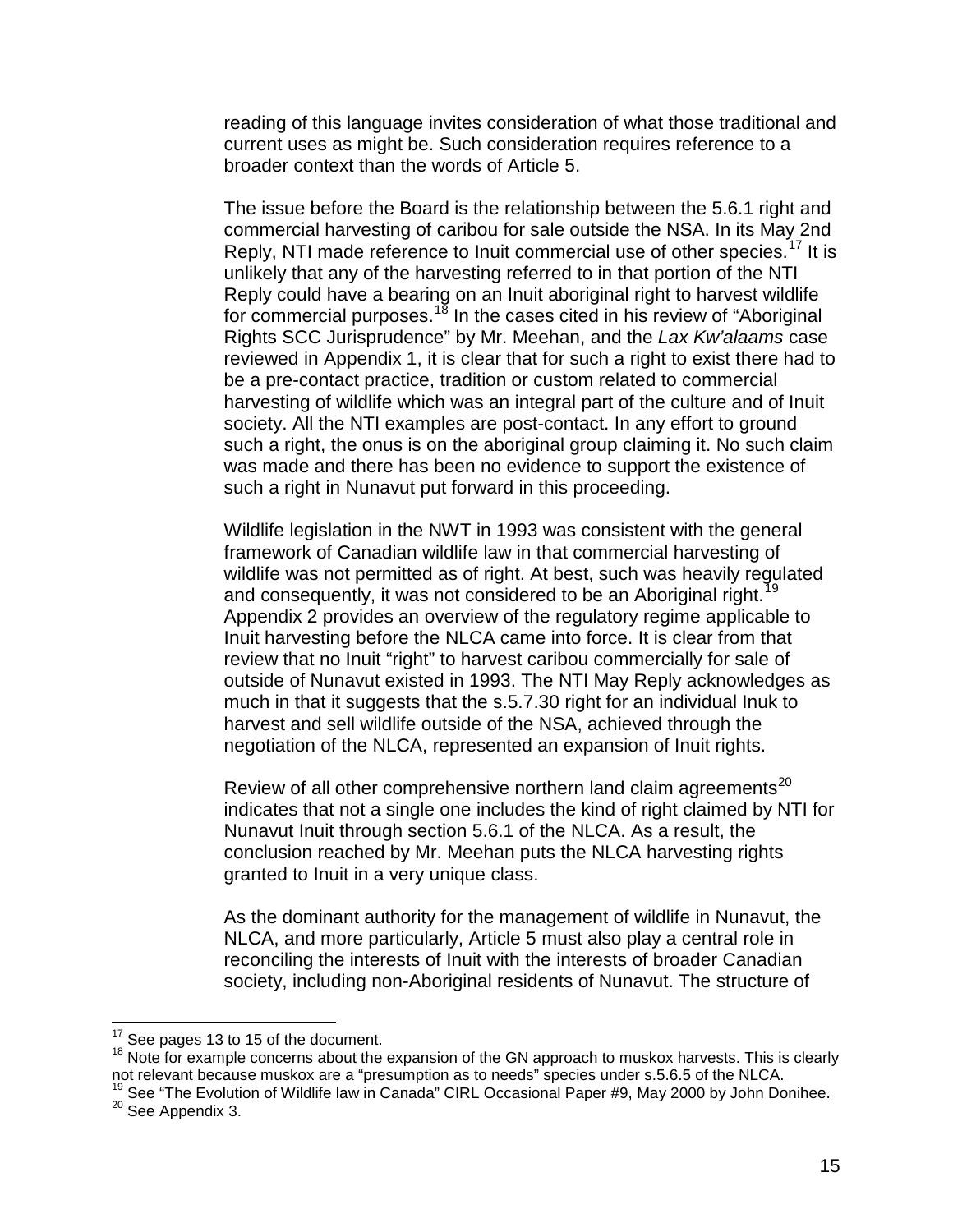reading of this language invites consideration of what those traditional and current uses as might be. Such consideration requires reference to a broader context than the words of Article 5.

The issue before the Board is the relationship between the 5.6.1 right and commercial harvesting of caribou for sale outside the NSA. In its May 2nd Reply, NTI made reference to Inuit commercial use of other species.[17] It is unlikely that any of the harvesting referred to in that portion of the NTI Reply could have a bearing on an Inuit aboriginal right to harvest wildlife for commercial purposes.[18] In the cases cited in his review of "Aboriginal Rights SCC Jurisprudence" by Mr. Meehan, and the *Lax Kw'alaams* case reviewed in Appendix 1, it is clear that for such a right to exist there had to be a pre-contact practice, tradition or custom related to commercial harvesting of wildlife which was an integral part of the culture and of Inuit society. All the NTI examples are post-contact. In any effort to ground such a right, the onus is on the aboriginal group claiming it. No such claim was made and there has been no evidence to support the existence of such a right in Nunavut put forward in this proceeding.

Wildlife legislation in the NWT in 1993 was consistent with the general framework of Canadian wildlife law in that commercial harvesting of wildlife was not permitted as of right. At best, such was heavily regulated and consequently, it was not considered to be an Aboriginal right.[19] Appendix 2 provides an overview of the regulatory regime applicable to Inuit harvesting before the NLCA came into force. It is clear from that review that no Inuit "right" to harvest caribou commercially for sale of outside of Nunavut existed in 1993. The NTI May Reply acknowledges as much in that it suggests that the s.5.7.30 right for an individual Inuk to harvest and sell wildlife outside of the NSA, achieved through the negotiation of the NLCA, represented an expansion of Inuit rights.

Review of all other comprehensive northern land claim agreements[20] indicates that not a single one includes the kind of right claimed by NTI for Nunavut Inuit through section 5.6.1 of the NLCA. As a result, the conclusion reached by Mr. Meehan puts the NLCA harvesting rights granted to Inuit in a very unique class.

As the dominant authority for the management of wildlife in Nunavut, the NLCA, and more particularly, Article 5 must also play a central role in reconciling the interests of Inuit with the interests of broader Canadian society, including non-Aboriginal residents of Nunavut. The structure of

---

[17] See pages 13 to 15 of the document.

[18] Note for example concerns about the expansion of the GN approach to muskox harvests. This is clearly not relevant because muskox are a "presumption as to needs" species under s.5.6.5 of the NLCA.

[19] See "The Evolution of Wildlife law in Canada" CIRL Occasional Paper #9, May 2000 by John Donihee.

[20] See Appendix 3.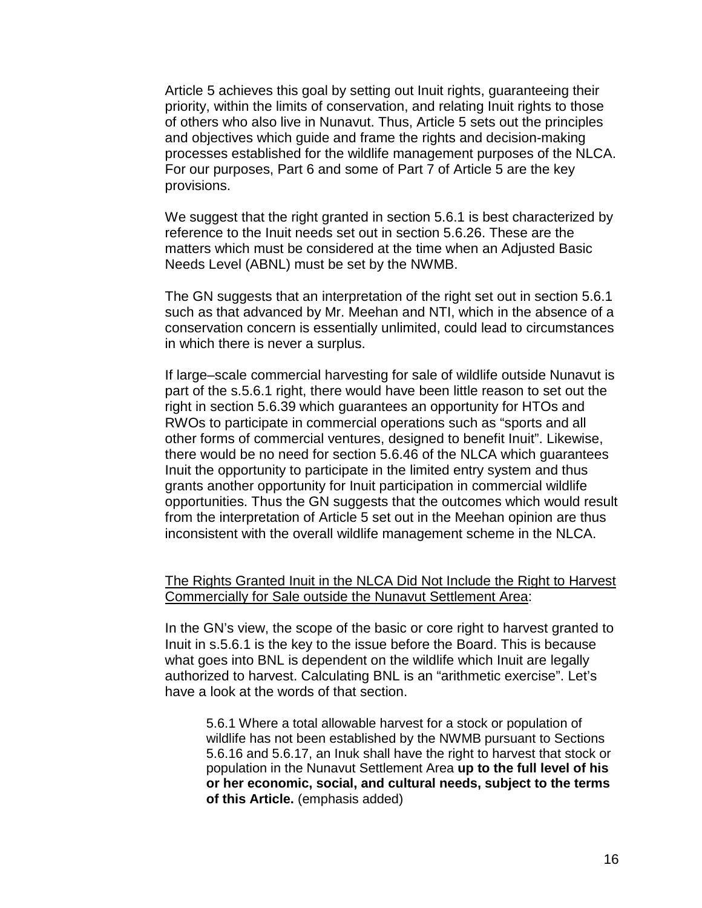Article 5 achieves this goal by setting out Inuit rights, guaranteeing their priority, within the limits of conservation, and relating Inuit rights to those of others who also live in Nunavut. Thus, Article 5 sets out the principles and objectives which guide and frame the rights and decision-making processes established for the wildlife management purposes of the NLCA. For our purposes, Part 6 and some of Part 7 of Article 5 are the key provisions.

We suggest that the right granted in section 5.6.1 is best characterized by reference to the Inuit needs set out in section 5.6.26. These are the matters which must be considered at the time when an Adjusted Basic Needs Level (ABNL) must be set by the NWMB.

The GN suggests that an interpretation of the right set out in section 5.6.1 such as that advanced by Mr. Meehan and NTI, which in the absence of a conservation concern is essentially unlimited, could lead to circumstances in which there is never a surplus.

If large–scale commercial harvesting for sale of wildlife outside Nunavut is part of the s.5.6.1 right, there would have been little reason to set out the right in section 5.6.39 which guarantees an opportunity for HTOs and RWOs to participate in commercial operations such as "sports and all other forms of commercial ventures, designed to benefit Inuit". Likewise, there would be no need for section 5.6.46 of the NLCA which guarantees Inuit the opportunity to participate in the limited entry system and thus grants another opportunity for Inuit participation in commercial wildlife opportunities. Thus the GN suggests that the outcomes which would result from the interpretation of Article 5 set out in the Meehan opinion are thus inconsistent with the overall wildlife management scheme in the NLCA.

<u>The Rights Granted Inuit in the NLCA Did Not Include the Right to Harvest Commercially for Sale outside the Nunavut Settlement Area</u>:

In the GN's view, the scope of the basic or core right to harvest granted to Inuit in s.5.6.1 is the key to the issue before the Board. This is because what goes into BNL is dependent on the wildlife which Inuit are legally authorized to harvest. Calculating BNL is an "arithmetic exercise". Let's have a look at the words of that section.

> 5.6.1 Where a total allowable harvest for a stock or population of wildlife has not been established by the NWMB pursuant to Sections 5.6.16 and 5.6.17, an Inuk shall have the right to harvest that stock or population in the Nunavut Settlement Area **up to the full level of his or her economic, social, and cultural needs, subject to the terms of this Article.** (emphasis added)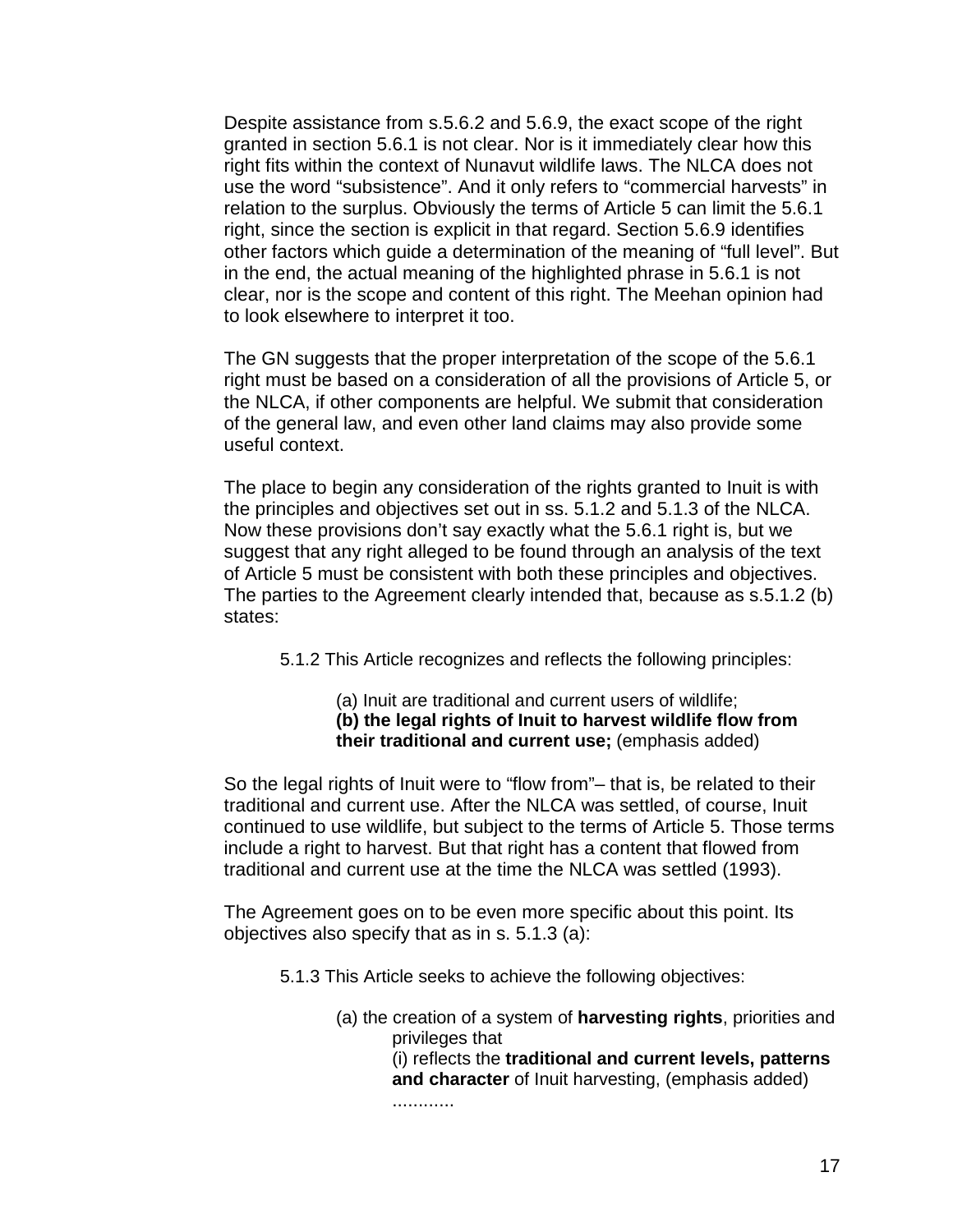Despite assistance from s.5.6.2 and 5.6.9, the exact scope of the right granted in section 5.6.1 is not clear. Nor is it immediately clear how this right fits within the context of Nunavut wildlife laws. The NLCA does not use the word "subsistence". And it only refers to "commercial harvests" in relation to the surplus. Obviously the terms of Article 5 can limit the 5.6.1 right, since the section is explicit in that regard. Section 5.6.9 identifies other factors which guide a determination of the meaning of "full level". But in the end, the actual meaning of the highlighted phrase in 5.6.1 is not clear, nor is the scope and content of this right. The Meehan opinion had to look elsewhere to interpret it too.

The GN suggests that the proper interpretation of the scope of the 5.6.1 right must be based on a consideration of all the provisions of Article 5, or the NLCA, if other components are helpful. We submit that consideration of the general law, and even other land claims may also provide some useful context.

The place to begin any consideration of the rights granted to Inuit is with the principles and objectives set out in ss. 5.1.2 and 5.1.3 of the NLCA. Now these provisions don't say exactly what the 5.6.1 right is, but we suggest that any right alleged to be found through an analysis of the text of Article 5 must be consistent with both these principles and objectives. The parties to the Agreement clearly intended that, because as s.5.1.2 (b) states:

> 5.1.2 This Article recognizes and reflects the following principles:
>
> > (a) Inuit are traditional and current users of wildlife;
> > **(b) the legal rights of Inuit to harvest wildlife flow from their traditional and current use;** (emphasis added)

So the legal rights of Inuit were to "flow from"– that is, be related to their traditional and current use. After the NLCA was settled, of course, Inuit continued to use wildlife, but subject to the terms of Article 5. Those terms include a right to harvest. But that right has a content that flowed from traditional and current use at the time the NLCA was settled (1993).

The Agreement goes on to be even more specific about this point. Its objectives also specify that as in s. 5.1.3 (a):

> 5.1.3 This Article seeks to achieve the following objectives:
>
> > (a) the creation of a system of **harvesting rights**, priorities and privileges that
> > > (i) reflects the **traditional and current levels, patterns and character** of Inuit harvesting, (emphasis added)
> > > ............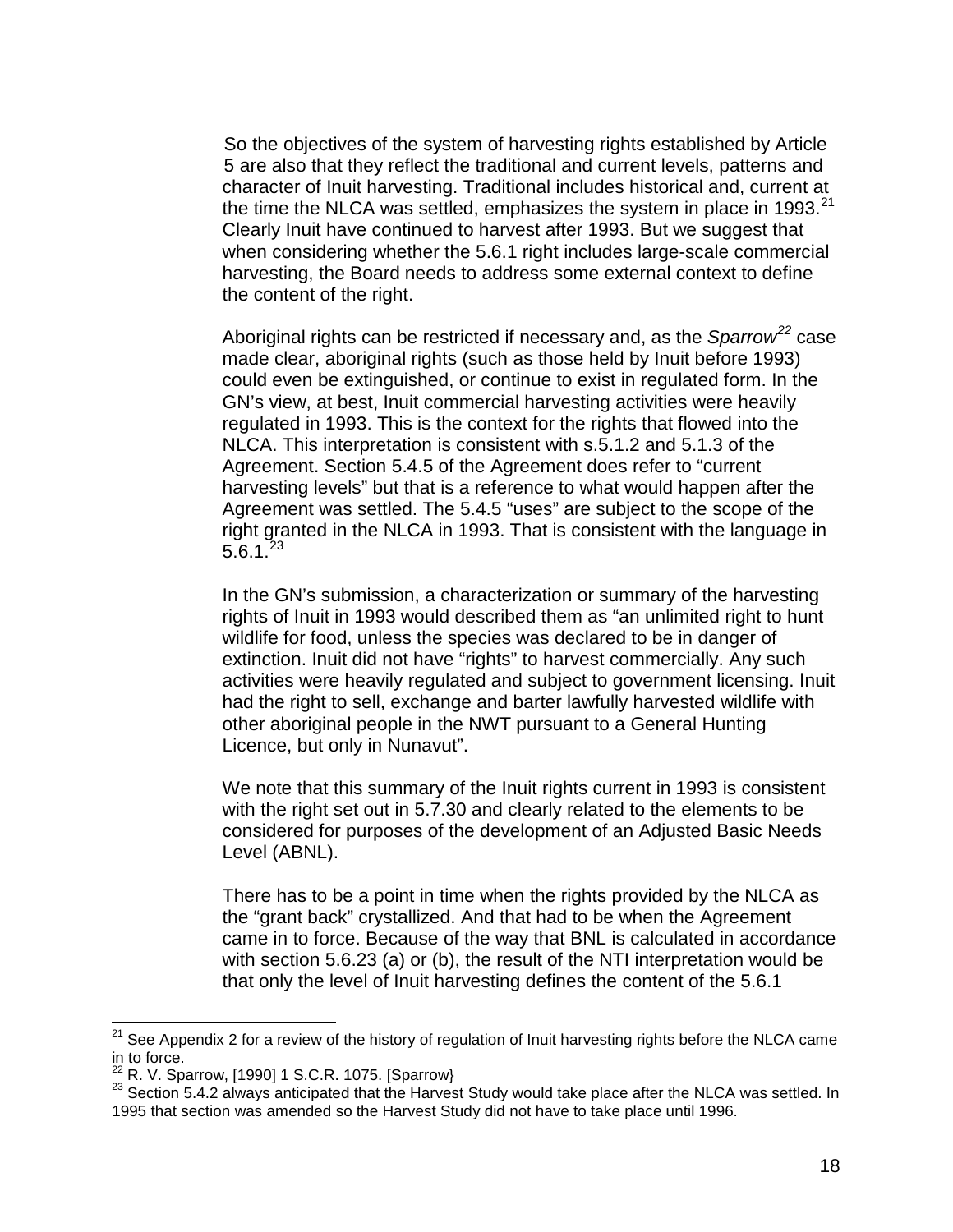So the objectives of the system of harvesting rights established by Article 5 are also that they reflect the traditional and current levels, patterns and character of Inuit harvesting. Traditional includes historical and, current at the time the NLCA was settled, emphasizes the system in place in 1993.[21] Clearly Inuit have continued to harvest after 1993. But we suggest that when considering whether the 5.6.1 right includes large-scale commercial harvesting, the Board needs to address some external context to define the content of the right.

Aboriginal rights can be restricted if necessary and, as the *Sparrow*[22] case made clear, aboriginal rights (such as those held by Inuit before 1993) could even be extinguished, or continue to exist in regulated form. In the GN's view, at best, Inuit commercial harvesting activities were heavily regulated in 1993. This is the context for the rights that flowed into the NLCA. This interpretation is consistent with s.5.1.2 and 5.1.3 of the Agreement. Section 5.4.5 of the Agreement does refer to "current harvesting levels" but that is a reference to what would happen after the Agreement was settled. The 5.4.5 "uses" are subject to the scope of the right granted in the NLCA in 1993. That is consistent with the language in 5.6.1.[23]

In the GN's submission, a characterization or summary of the harvesting rights of Inuit in 1993 would described them as "an unlimited right to hunt wildlife for food, unless the species was declared to be in danger of extinction. Inuit did not have "rights" to harvest commercially. Any such activities were heavily regulated and subject to government licensing. Inuit had the right to sell, exchange and barter lawfully harvested wildlife with other aboriginal people in the NWT pursuant to a General Hunting Licence, but only in Nunavut".

We note that this summary of the Inuit rights current in 1993 is consistent with the right set out in 5.7.30 and clearly related to the elements to be considered for purposes of the development of an Adjusted Basic Needs Level (ABNL).

There has to be a point in time when the rights provided by the NLCA as the "grant back" crystallized. And that had to be when the Agreement came in to force. Because of the way that BNL is calculated in accordance with section 5.6.23 (a) or (b), the result of the NTI interpretation would be that only the level of Inuit harvesting defines the content of the 5.6.1

---

[21] See Appendix 2 for a review of the history of regulation of Inuit harvesting rights before the NLCA came in to force.

[22] R. V. Sparrow, [1990] 1 S.C.R. 1075. [Sparrow}

[23] Section 5.4.2 always anticipated that the Harvest Study would take place after the NLCA was settled. In 1995 that section was amended so the Harvest Study did not have to take place until 1996.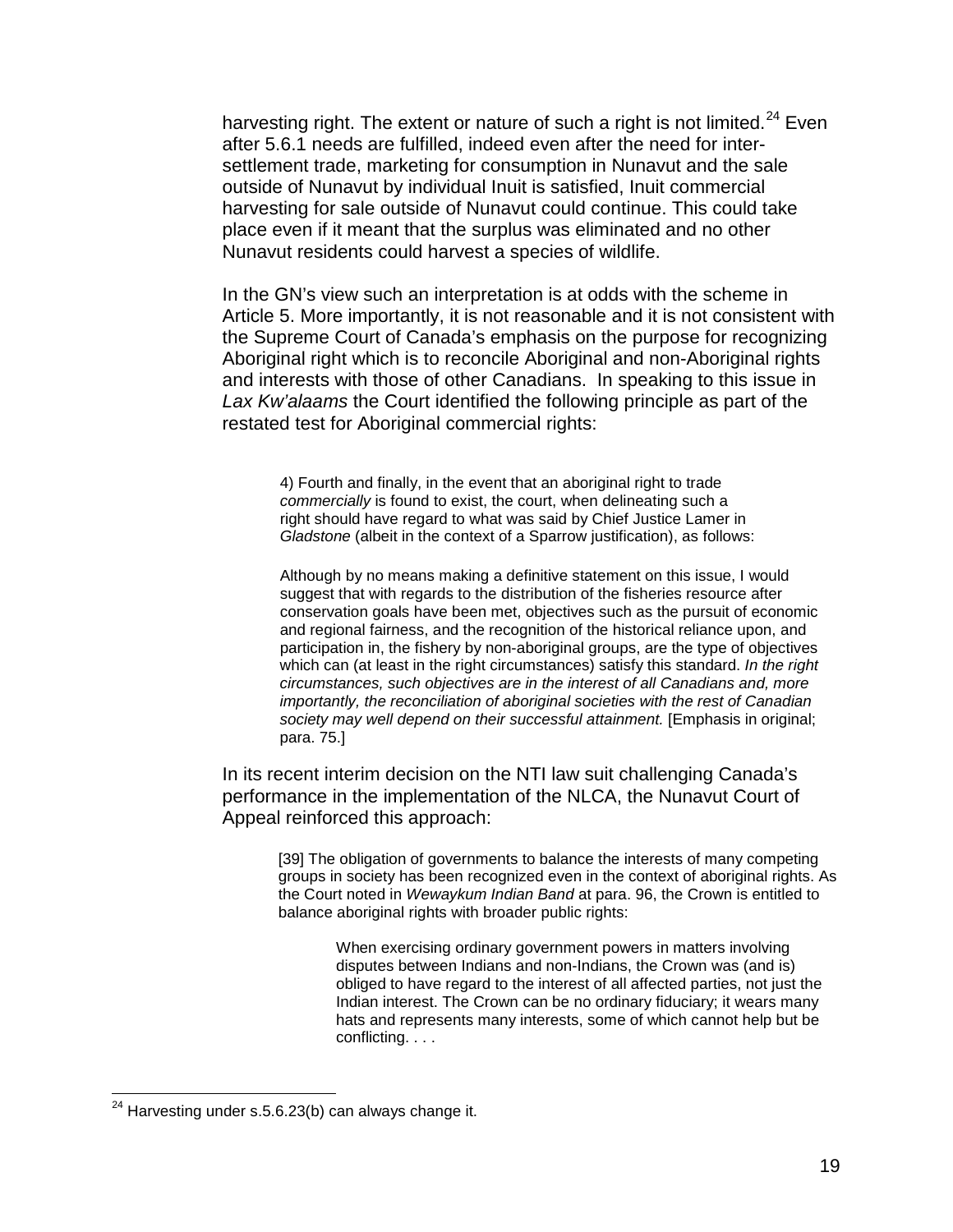harvesting right. The extent or nature of such a right is not limited.[24] Even after 5.6.1 needs are fulfilled, indeed even after the need for inter-settlement trade, marketing for consumption in Nunavut and the sale outside of Nunavut by individual Inuit is satisfied, Inuit commercial harvesting for sale outside of Nunavut could continue. This could take place even if it meant that the surplus was eliminated and no other Nunavut residents could harvest a species of wildlife.

In the GN's view such an interpretation is at odds with the scheme in Article 5. More importantly, it is not reasonable and it is not consistent with the Supreme Court of Canada's emphasis on the purpose for recognizing Aboriginal right which is to reconcile Aboriginal and non-Aboriginal rights and interests with those of other Canadians. In speaking to this issue in *Lax Kw'alaams* the Court identified the following principle as part of the restated test for Aboriginal commercial rights:

> 4) Fourth and finally, in the event that an aboriginal right to trade *commercially* is found to exist, the court, when delineating such a right should have regard to what was said by Chief Justice Lamer in *Gladstone* (albeit in the context of a Sparrow justification), as follows:
>
> Although by no means making a definitive statement on this issue, I would suggest that with regards to the distribution of the fisheries resource after conservation goals have been met, objectives such as the pursuit of economic and regional fairness, and the recognition of the historical reliance upon, and participation in, the fishery by non-aboriginal groups, are the type of objectives which can (at least in the right circumstances) satisfy this standard. *In the right circumstances, such objectives are in the interest of all Canadians and, more importantly, the reconciliation of aboriginal societies with the rest of Canadian society may well depend on their successful attainment.* [Emphasis in original; para. 75.]

In its recent interim decision on the NTI law suit challenging Canada's performance in the implementation of the NLCA, the Nunavut Court of Appeal reinforced this approach:

> [39] The obligation of governments to balance the interests of many competing groups in society has been recognized even in the context of aboriginal rights. As the Court noted in *Wewaykum Indian Band* at para. 96, the Crown is entitled to balance aboriginal rights with broader public rights:
>
> > When exercising ordinary government powers in matters involving disputes between Indians and non-Indians, the Crown was (and is) obliged to have regard to the interest of all affected parties, not just the Indian interest. The Crown can be no ordinary fiduciary; it wears many hats and represents many interests, some of which cannot help but be conflicting. . . .

---

[24] Harvesting under s.5.6.23(b) can always change it.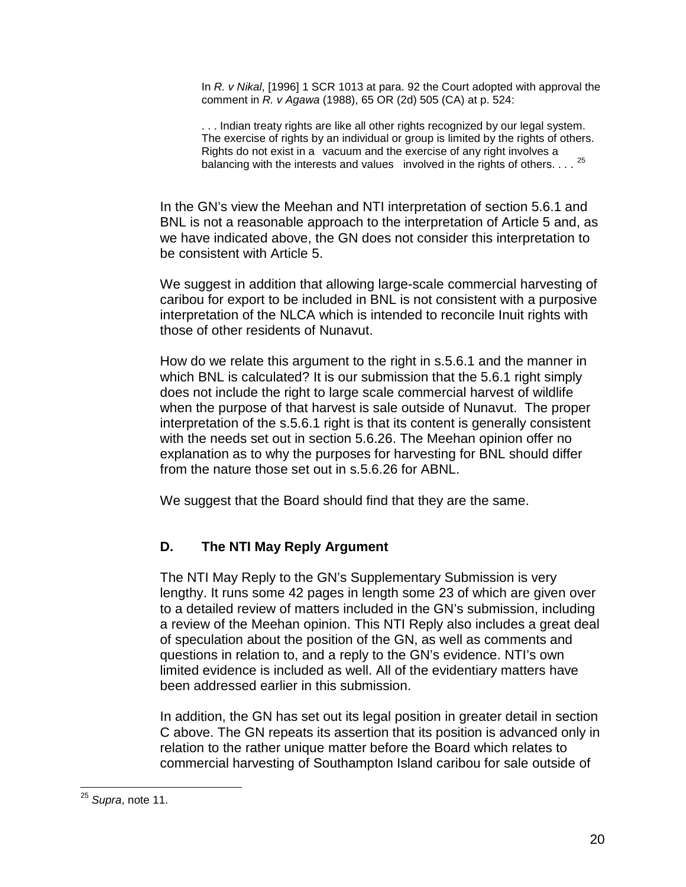> In *R. v Nikal*, [1996] 1 SCR 1013 at para. 92 the Court adopted with approval the comment in *R. v Agawa* (1988), 65 OR (2d) 505 (CA) at p. 524:
>
> . . . Indian treaty rights are like all other rights recognized by our legal system. The exercise of rights by an individual or group is limited by the rights of others. Rights do not exist in a vacuum and the exercise of any right involves a balancing with the interests and values involved in the rights of others. . . . [25]

In the GN's view the Meehan and NTI interpretation of section 5.6.1 and BNL is not a reasonable approach to the interpretation of Article 5 and, as we have indicated above, the GN does not consider this interpretation to be consistent with Article 5.

We suggest in addition that allowing large-scale commercial harvesting of caribou for export to be included in BNL is not consistent with a purposive interpretation of the NLCA which is intended to reconcile Inuit rights with those of other residents of Nunavut.

How do we relate this argument to the right in s.5.6.1 and the manner in which BNL is calculated? It is our submission that the 5.6.1 right simply does not include the right to large scale commercial harvest of wildlife when the purpose of that harvest is sale outside of Nunavut. The proper interpretation of the s.5.6.1 right is that its content is generally consistent with the needs set out in section 5.6.26. The Meehan opinion offer no explanation as to why the purposes for harvesting for BNL should differ from the nature those set out in s.5.6.26 for ABNL.

We suggest that the Board should find that they are the same.

## D. The NTI May Reply Argument

The NTI May Reply to the GN's Supplementary Submission is very lengthy. It runs some 42 pages in length some 23 of which are given over to a detailed review of matters included in the GN's submission, including a review of the Meehan opinion. This NTI Reply also includes a great deal of speculation about the position of the GN, as well as comments and questions in relation to, and a reply to the GN's evidence. NTI's own limited evidence is included as well. All of the evidentiary matters have been addressed earlier in this submission.

In addition, the GN has set out its legal position in greater detail in section C above. The GN repeats its assertion that its position is advanced only in relation to the rather unique matter before the Board which relates to commercial harvesting of Southampton Island caribou for sale outside of

[25] *Supra*, note 11.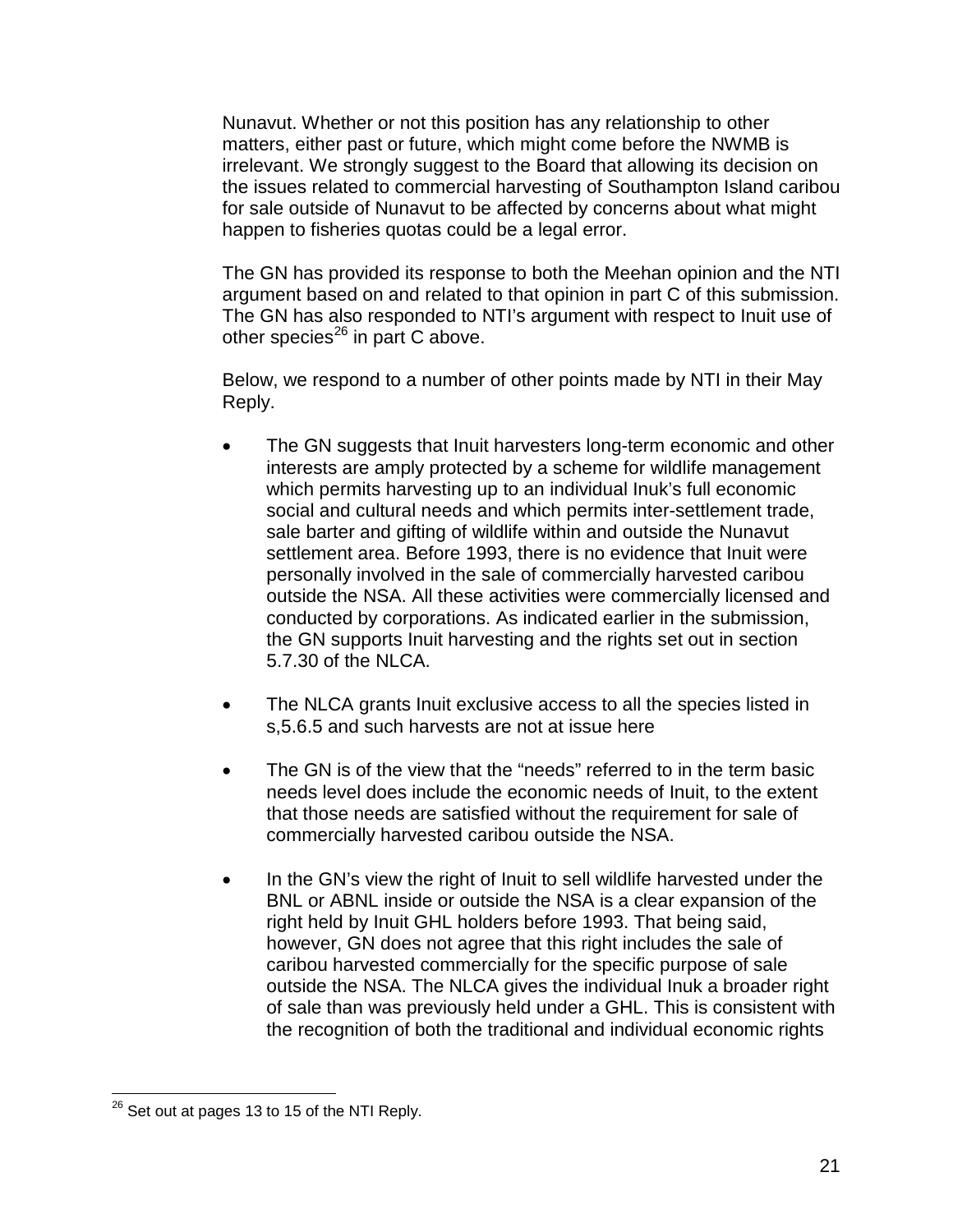Nunavut. Whether or not this position has any relationship to other matters, either past or future, which might come before the NWMB is irrelevant. We strongly suggest to the Board that allowing its decision on the issues related to commercial harvesting of Southampton Island caribou for sale outside of Nunavut to be affected by concerns about what might happen to fisheries quotas could be a legal error.

The GN has provided its response to both the Meehan opinion and the NTI argument based on and related to that opinion in part C of this submission. The GN has also responded to NTI's argument with respect to Inuit use of other species[26] in part C above.

Below, we respond to a number of other points made by NTI in their May Reply.

- The GN suggests that Inuit harvesters long-term economic and other interests are amply protected by a scheme for wildlife management which permits harvesting up to an individual Inuk's full economic social and cultural needs and which permits inter-settlement trade, sale barter and gifting of wildlife within and outside the Nunavut settlement area. Before 1993, there is no evidence that Inuit were personally involved in the sale of commercially harvested caribou outside the NSA. All these activities were commercially licensed and conducted by corporations. As indicated earlier in the submission, the GN supports Inuit harvesting and the rights set out in section 5.7.30 of the NLCA.

- The NLCA grants Inuit exclusive access to all the species listed in s,5.6.5 and such harvests are not at issue here

- The GN is of the view that the "needs" referred to in the term basic needs level does include the economic needs of Inuit, to the extent that those needs are satisfied without the requirement for sale of commercially harvested caribou outside the NSA.

- In the GN's view the right of Inuit to sell wildlife harvested under the BNL or ABNL inside or outside the NSA is a clear expansion of the right held by Inuit GHL holders before 1993. That being said, however, GN does not agree that this right includes the sale of caribou harvested commercially for the specific purpose of sale outside the NSA. The NLCA gives the individual Inuk a broader right of sale than was previously held under a GHL. This is consistent with the recognition of both the traditional and individual economic rights

[26] Set out at pages 13 to 15 of the NTI Reply.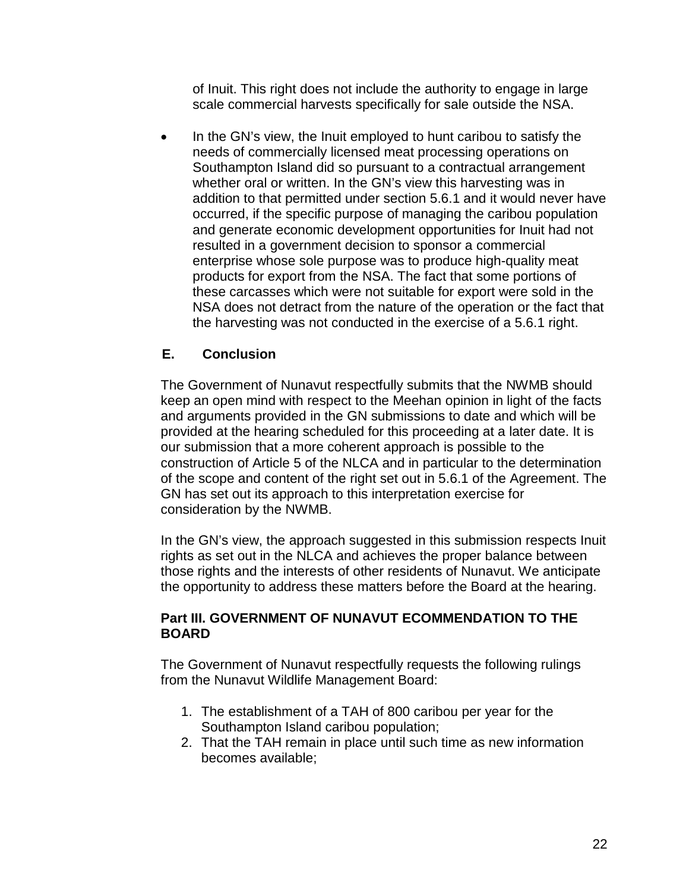of Inuit. This right does not include the authority to engage in large scale commercial harvests specifically for sale outside the NSA.

- In the GN's view, the Inuit employed to hunt caribou to satisfy the needs of commercially licensed meat processing operations on Southampton Island did so pursuant to a contractual arrangement whether oral or written. In the GN's view this harvesting was in addition to that permitted under section 5.6.1 and it would never have occurred, if the specific purpose of managing the caribou population and generate economic development opportunities for Inuit had not resulted in a government decision to sponsor a commercial enterprise whose sole purpose was to produce high-quality meat products for export from the NSA. The fact that some portions of these carcasses which were not suitable for export were sold in the NSA does not detract from the nature of the operation or the fact that the harvesting was not conducted in the exercise of a 5.6.1 right.

### E. Conclusion

The Government of Nunavut respectfully submits that the NWMB should keep an open mind with respect to the Meehan opinion in light of the facts and arguments provided in the GN submissions to date and which will be provided at the hearing scheduled for this proceeding at a later date. It is our submission that a more coherent approach is possible to the construction of Article 5 of the NLCA and in particular to the determination of the scope and content of the right set out in 5.6.1 of the Agreement. The GN has set out its approach to this interpretation exercise for consideration by the NWMB.

In the GN's view, the approach suggested in this submission respects Inuit rights as set out in the NLCA and achieves the proper balance between those rights and the interests of other residents of Nunavut. We anticipate the opportunity to address these matters before the Board at the hearing.

## Part III. GOVERNMENT OF NUNAVUT ECOMMENDATION TO THE BOARD

The Government of Nunavut respectfully requests the following rulings from the Nunavut Wildlife Management Board:

1. The establishment of a TAH of 800 caribou per year for the Southampton Island caribou population;
2. That the TAH remain in place until such time as new information becomes available;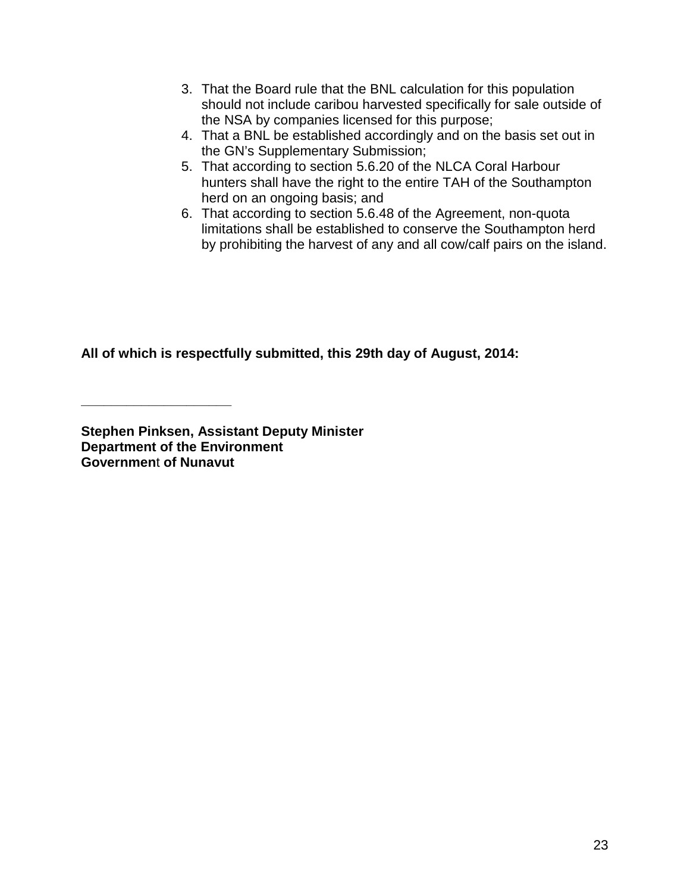3. That the Board rule that the BNL calculation for this population should not include caribou harvested specifically for sale outside of the NSA by companies licensed for this purpose;
4. That a BNL be established accordingly and on the basis set out in the GN's Supplementary Submission;
5. That according to section 5.6.20 of the NLCA Coral Harbour hunters shall have the right to the entire TAH of the Southampton herd on an ongoing basis; and
6. That according to section 5.6.48 of the Agreement, non-quota limitations shall be established to conserve the Southampton herd by prohibiting the harvest of any and all cow/calf pairs on the island.

**All of which is respectfully submitted, this 29th day of August, 2014:**

\_\_\_\_\_\_\_\_\_\_\_\_\_\_\_\_\_\_\_\_\_\_

**Stephen Pinksen, Assistant Deputy Minister**
**Department of the Environment**
**Government of Nunavut**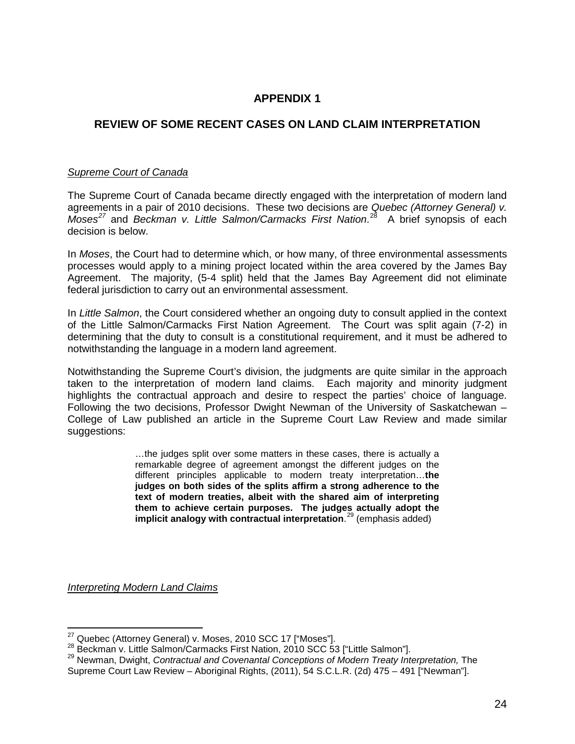# APPENDIX 1

## REVIEW OF SOME RECENT CASES ON LAND CLAIM INTERPRETATION

*Supreme Court of Canada*

The Supreme Court of Canada became directly engaged with the interpretation of modern land agreements in a pair of 2010 decisions. These two decisions are *Quebec (Attorney General) v. Moses*[27] and *Beckman v. Little Salmon/Carmacks First Nation*.[28] A brief synopsis of each decision is below.

In *Moses*, the Court had to determine which, or how many, of three environmental assessments processes would apply to a mining project located within the area covered by the James Bay Agreement. The majority, (5-4 split) held that the James Bay Agreement did not eliminate federal jurisdiction to carry out an environmental assessment.

In *Little Salmon*, the Court considered whether an ongoing duty to consult applied in the context of the Little Salmon/Carmacks First Nation Agreement. The Court was split again (7-2) in determining that the duty to consult is a constitutional requirement, and it must be adhered to notwithstanding the language in a modern land agreement.

Notwithstanding the Supreme Court's division, the judgments are quite similar in the approach taken to the interpretation of modern land claims. Each majority and minority judgment highlights the contractual approach and desire to respect the parties' choice of language. Following the two decisions, Professor Dwight Newman of the University of Saskatchewan – College of Law published an article in the Supreme Court Law Review and made similar suggestions:

> …the judges split over some matters in these cases, there is actually a remarkable degree of agreement amongst the different judges on the different principles applicable to modern treaty interpretation…**the judges on both sides of the splits affirm a strong adherence to the text of modern treaties, albeit with the shared aim of interpreting them to achieve certain purposes. The judges actually adopt the implicit analogy with contractual interpretation**.[29] (emphasis added)

*Interpreting Modern Land Claims*

---

[27] Quebec (Attorney General) v. Moses, 2010 SCC 17 ["Moses"].

[28] Beckman v. Little Salmon/Carmacks First Nation, 2010 SCC 53 ["Little Salmon"].

[29] Newman, Dwight, *Contractual and Covenantal Conceptions of Modern Treaty Interpretation,* The Supreme Court Law Review – Aboriginal Rights, (2011), 54 S.C.L.R. (2d) 475 – 491 ["Newman"].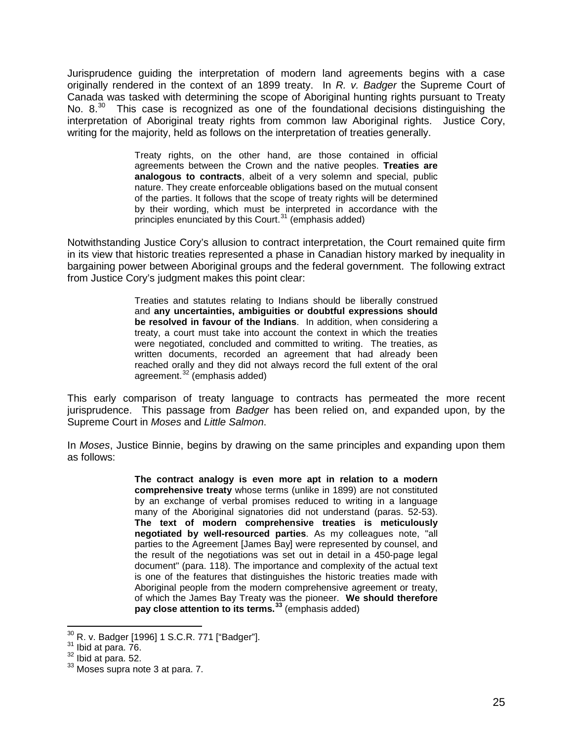Jurisprudence guiding the interpretation of modern land agreements begins with a case originally rendered in the context of an 1899 treaty. In *R. v. Badger* the Supreme Court of Canada was tasked with determining the scope of Aboriginal hunting rights pursuant to Treaty No. 8.[30] This case is recognized as one of the foundational decisions distinguishing the interpretation of Aboriginal treaty rights from common law Aboriginal rights. Justice Cory, writing for the majority, held as follows on the interpretation of treaties generally.

> Treaty rights, on the other hand, are those contained in official agreements between the Crown and the native peoples. **Treaties are analogous to contracts**, albeit of a very solemn and special, public nature. They create enforceable obligations based on the mutual consent of the parties. It follows that the scope of treaty rights will be determined by their wording, which must be interpreted in accordance with the principles enunciated by this Court.[31] (emphasis added)

Notwithstanding Justice Cory's allusion to contract interpretation, the Court remained quite firm in its view that historic treaties represented a phase in Canadian history marked by inequality in bargaining power between Aboriginal groups and the federal government. The following extract from Justice Cory's judgment makes this point clear:

> Treaties and statutes relating to Indians should be liberally construed and **any uncertainties, ambiguities or doubtful expressions should be resolved in favour of the Indians**. In addition, when considering a treaty, a court must take into account the context in which the treaties were negotiated, concluded and committed to writing. The treaties, as written documents, recorded an agreement that had already been reached orally and they did not always record the full extent of the oral agreement.[32] (emphasis added)

This early comparison of treaty language to contracts has permeated the more recent jurisprudence. This passage from *Badger* has been relied on, and expanded upon, by the Supreme Court in *Moses* and *Little Salmon*.

In *Moses*, Justice Binnie, begins by drawing on the same principles and expanding upon them as follows:

> **The contract analogy is even more apt in relation to a modern comprehensive treaty** whose terms (unlike in 1899) are not constituted by an exchange of verbal promises reduced to writing in a language many of the Aboriginal signatories did not understand (paras. 52-53). **The text of modern comprehensive treaties is meticulously negotiated by well-resourced parties**. As my colleagues note, "all parties to the Agreement [James Bay] were represented by counsel, and the result of the negotiations was set out in detail in a 450-page legal document" (para. 118). The importance and complexity of the actual text is one of the features that distinguishes the historic treaties made with Aboriginal people from the modern comprehensive agreement or treaty, of which the James Bay Treaty was the pioneer. **We should therefore pay close attention to its terms.[33]** (emphasis added)

---

[30] R. v. Badger [1996] 1 S.C.R. 771 ["Badger"].

[31] Ibid at para. 76.

[32] Ibid at para. 52.

[33] Moses supra note 3 at para. 7.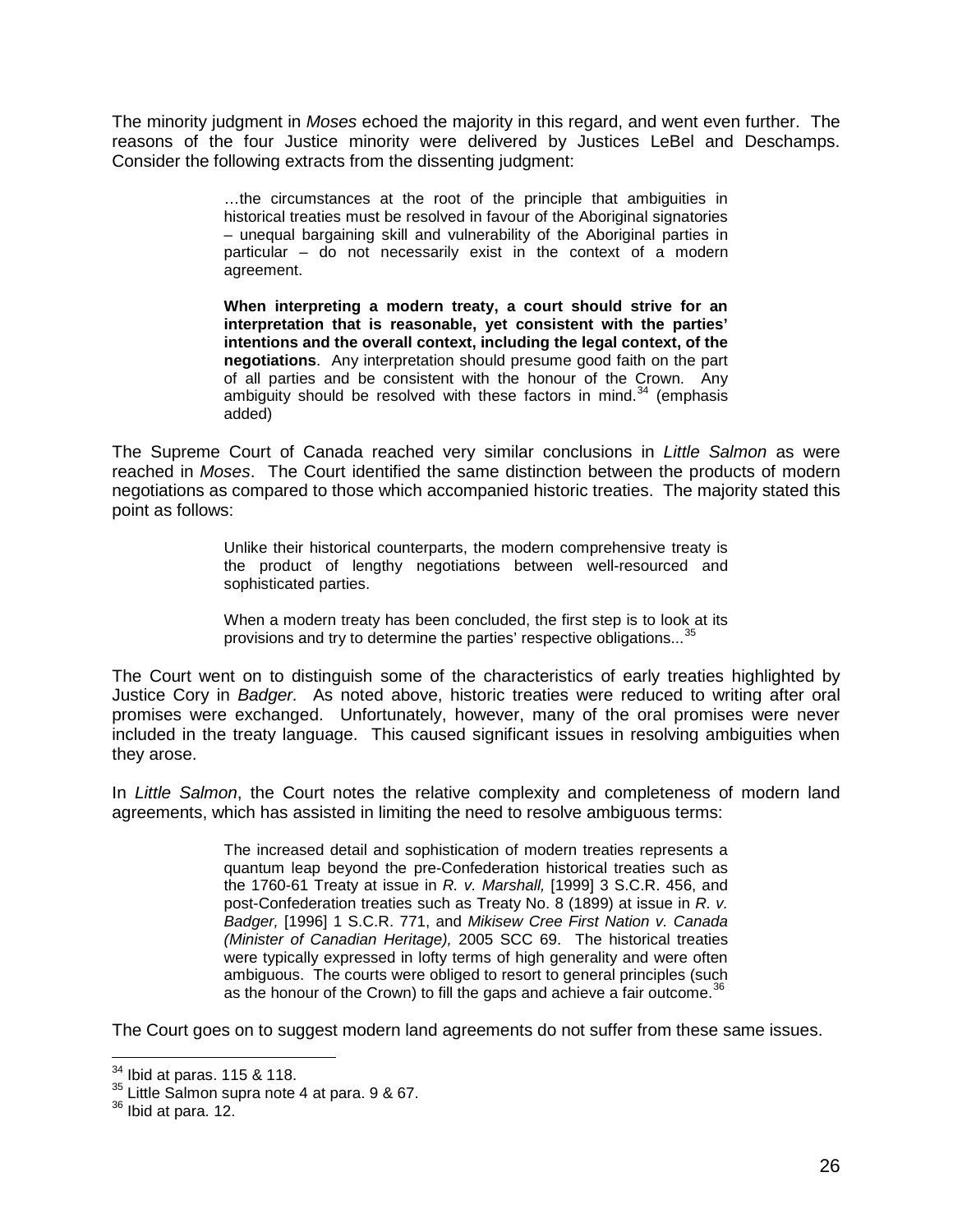The minority judgment in *Moses* echoed the majority in this regard, and went even further. The reasons of the four Justice minority were delivered by Justices LeBel and Deschamps. Consider the following extracts from the dissenting judgment:

> …the circumstances at the root of the principle that ambiguities in historical treaties must be resolved in favour of the Aboriginal signatories – unequal bargaining skill and vulnerability of the Aboriginal parties in particular – do not necessarily exist in the context of a modern agreement.
>
> **When interpreting a modern treaty, a court should strive for an interpretation that is reasonable, yet consistent with the parties' intentions and the overall context, including the legal context, of the negotiations**. Any interpretation should presume good faith on the part of all parties and be consistent with the honour of the Crown. Any ambiguity should be resolved with these factors in mind.[34] (emphasis added)

The Supreme Court of Canada reached very similar conclusions in *Little Salmon* as were reached in *Moses*. The Court identified the same distinction between the products of modern negotiations as compared to those which accompanied historic treaties. The majority stated this point as follows:

> Unlike their historical counterparts, the modern comprehensive treaty is the product of lengthy negotiations between well-resourced and sophisticated parties.
>
> When a modern treaty has been concluded, the first step is to look at its provisions and try to determine the parties' respective obligations...[35]

The Court went on to distinguish some of the characteristics of early treaties highlighted by Justice Cory in *Badger.* As noted above, historic treaties were reduced to writing after oral promises were exchanged. Unfortunately, however, many of the oral promises were never included in the treaty language. This caused significant issues in resolving ambiguities when they arose.

In *Little Salmon*, the Court notes the relative complexity and completeness of modern land agreements, which has assisted in limiting the need to resolve ambiguous terms:

> The increased detail and sophistication of modern treaties represents a quantum leap beyond the pre-Confederation historical treaties such as the 1760-61 Treaty at issue in *R. v. Marshall,* [1999] 3 S.C.R. 456, and post-Confederation treaties such as Treaty No. 8 (1899) at issue in *R. v. Badger,* [1996] 1 S.C.R. 771, and *Mikisew Cree First Nation v. Canada (Minister of Canadian Heritage),* 2005 SCC 69. The historical treaties were typically expressed in lofty terms of high generality and were often ambiguous. The courts were obliged to resort to general principles (such as the honour of the Crown) to fill the gaps and achieve a fair outcome.[36]

The Court goes on to suggest modern land agreements do not suffer from these same issues.

---

[34] Ibid at paras. 115 & 118.

[35] Little Salmon supra note 4 at para. 9 & 67.

[36] Ibid at para. 12.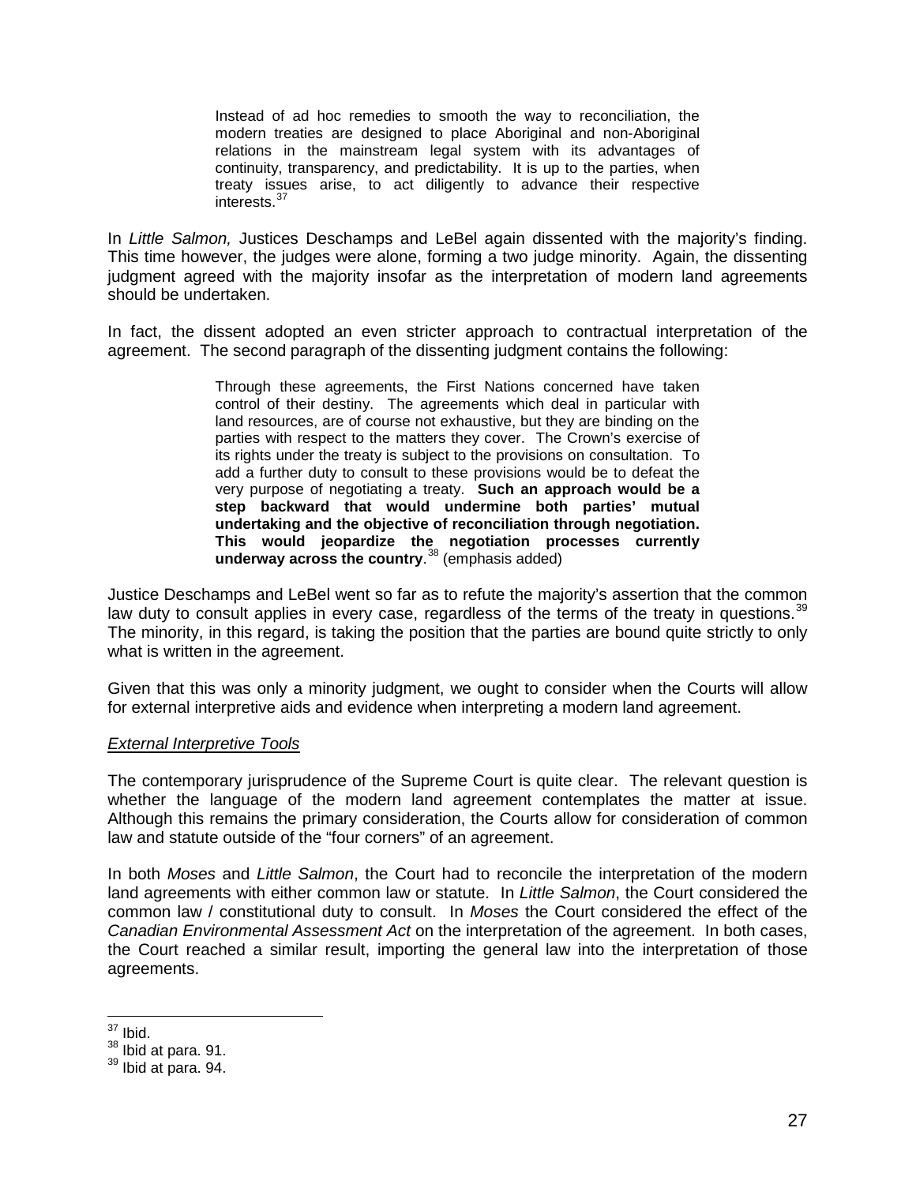> Instead of ad hoc remedies to smooth the way to reconciliation, the modern treaties are designed to place Aboriginal and non-Aboriginal relations in the mainstream legal system with its advantages of continuity, transparency, and predictability. It is up to the parties, when treaty issues arise, to act diligently to advance their respective interests.[37]

In *Little Salmon,* Justices Deschamps and LeBel again dissented with the majority's finding. This time however, the judges were alone, forming a two judge minority. Again, the dissenting judgment agreed with the majority insofar as the interpretation of modern land agreements should be undertaken.

In fact, the dissent adopted an even stricter approach to contractual interpretation of the agreement. The second paragraph of the dissenting judgment contains the following:

> Through these agreements, the First Nations concerned have taken control of their destiny. The agreements which deal in particular with land resources, are of course not exhaustive, but they are binding on the parties with respect to the matters they cover. The Crown's exercise of its rights under the treaty is subject to the provisions on consultation. To add a further duty to consult to these provisions would be to defeat the very purpose of negotiating a treaty. **Such an approach would be a step backward that would undermine both parties' mutual undertaking and the objective of reconciliation through negotiation. This would jeopardize the negotiation processes currently underway across the country**.[38] (emphasis added)

Justice Deschamps and LeBel went so far as to refute the majority's assertion that the common law duty to consult applies in every case, regardless of the terms of the treaty in questions.[39] The minority, in this regard, is taking the position that the parties are bound quite strictly to only what is written in the agreement.

Given that this was only a minority judgment, we ought to consider when the Courts will allow for external interpretive aids and evidence when interpreting a modern land agreement.

*External Interpretive Tools*

The contemporary jurisprudence of the Supreme Court is quite clear. The relevant question is whether the language of the modern land agreement contemplates the matter at issue. Although this remains the primary consideration, the Courts allow for consideration of common law and statute outside of the "four corners" of an agreement.

In both *Moses* and *Little Salmon*, the Court had to reconcile the interpretation of the modern land agreements with either common law or statute. In *Little Salmon*, the Court considered the common law / constitutional duty to consult. In *Moses* the Court considered the effect of the *Canadian Environmental Assessment Act* on the interpretation of the agreement. In both cases, the Court reached a similar result, importing the general law into the interpretation of those agreements.

---

[37] Ibid.

[38] Ibid at para. 91.

[39] Ibid at para. 94.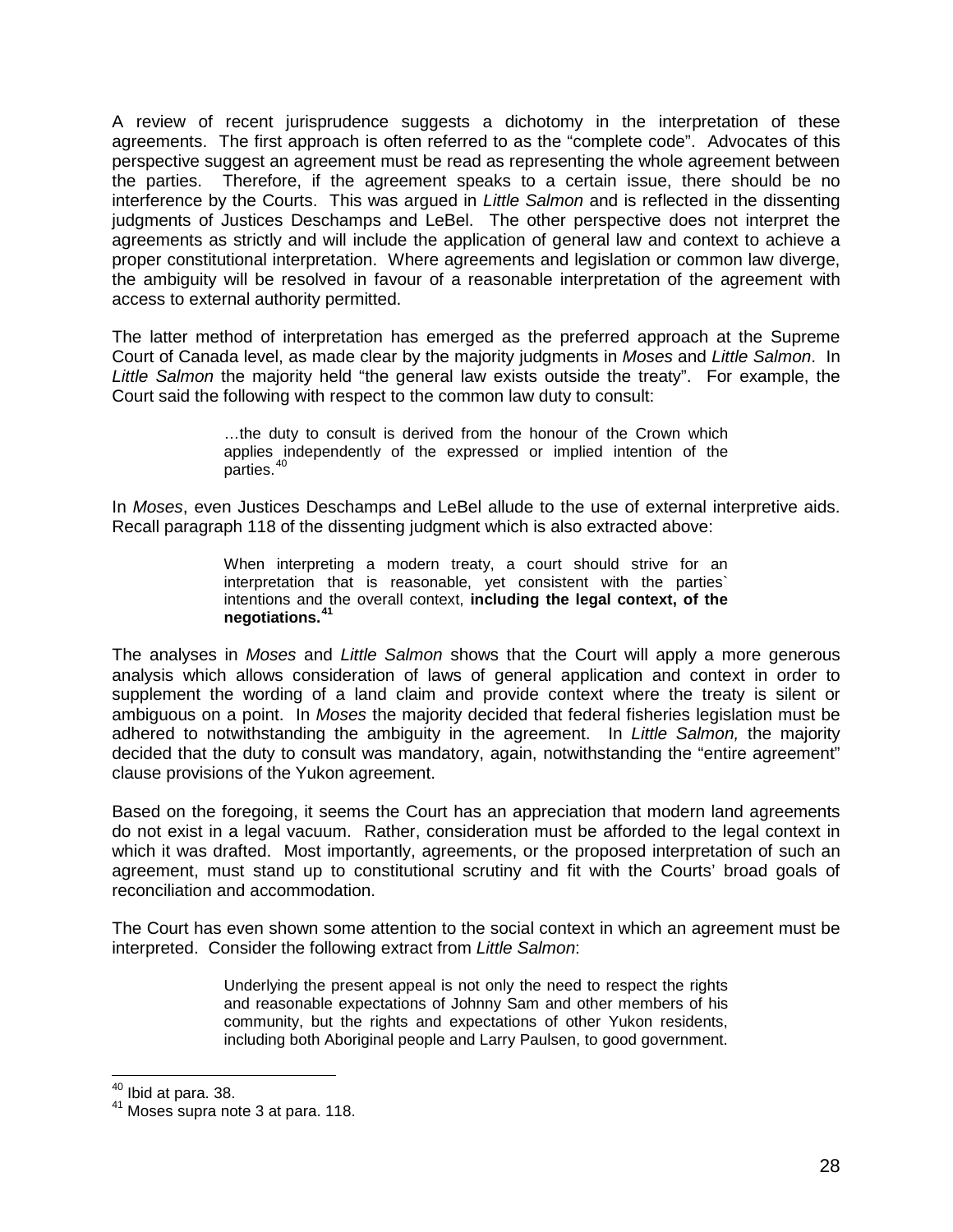A review of recent jurisprudence suggests a dichotomy in the interpretation of these agreements. The first approach is often referred to as the "complete code". Advocates of this perspective suggest an agreement must be read as representing the whole agreement between the parties. Therefore, if the agreement speaks to a certain issue, there should be no interference by the Courts. This was argued in *Little Salmon* and is reflected in the dissenting judgments of Justices Deschamps and LeBel. The other perspective does not interpret the agreements as strictly and will include the application of general law and context to achieve a proper constitutional interpretation. Where agreements and legislation or common law diverge, the ambiguity will be resolved in favour of a reasonable interpretation of the agreement with access to external authority permitted.

The latter method of interpretation has emerged as the preferred approach at the Supreme Court of Canada level, as made clear by the majority judgments in *Moses* and *Little Salmon*. In *Little Salmon* the majority held "the general law exists outside the treaty". For example, the Court said the following with respect to the common law duty to consult:

> …the duty to consult is derived from the honour of the Crown which applies independently of the expressed or implied intention of the parties.[40]

In *Moses*, even Justices Deschamps and LeBel allude to the use of external interpretive aids. Recall paragraph 118 of the dissenting judgment which is also extracted above:

> When interpreting a modern treaty, a court should strive for an interpretation that is reasonable, yet consistent with the parties` intentions and the overall context, **including the legal context, of the negotiations.[41]**

The analyses in *Moses* and *Little Salmon* shows that the Court will apply a more generous analysis which allows consideration of laws of general application and context in order to supplement the wording of a land claim and provide context where the treaty is silent or ambiguous on a point. In *Moses* the majority decided that federal fisheries legislation must be adhered to notwithstanding the ambiguity in the agreement. In *Little Salmon,* the majority decided that the duty to consult was mandatory, again, notwithstanding the "entire agreement" clause provisions of the Yukon agreement.

Based on the foregoing, it seems the Court has an appreciation that modern land agreements do not exist in a legal vacuum. Rather, consideration must be afforded to the legal context in which it was drafted. Most importantly, agreements, or the proposed interpretation of such an agreement, must stand up to constitutional scrutiny and fit with the Courts' broad goals of reconciliation and accommodation.

The Court has even shown some attention to the social context in which an agreement must be interpreted. Consider the following extract from *Little Salmon*:

> Underlying the present appeal is not only the need to respect the rights and reasonable expectations of Johnny Sam and other members of his community, but the rights and expectations of other Yukon residents, including both Aboriginal people and Larry Paulsen, to good government.

---

[40] Ibid at para. 38.

[41] Moses supra note 3 at para. 118.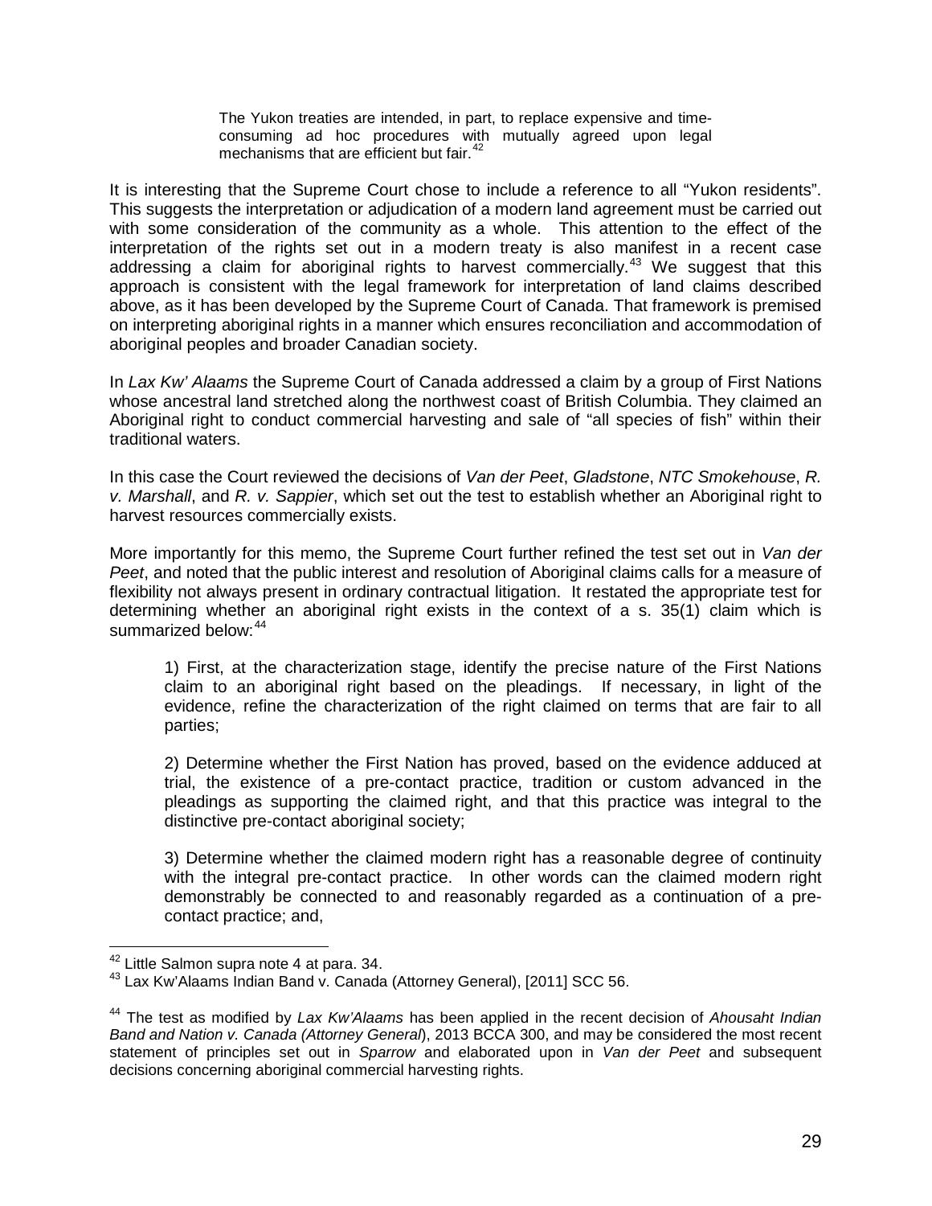> The Yukon treaties are intended, in part, to replace expensive and time-consuming ad hoc procedures with mutually agreed upon legal mechanisms that are efficient but fair.[42]

It is interesting that the Supreme Court chose to include a reference to all "Yukon residents". This suggests the interpretation or adjudication of a modern land agreement must be carried out with some consideration of the community as a whole. This attention to the effect of the interpretation of the rights set out in a modern treaty is also manifest in a recent case addressing a claim for aboriginal rights to harvest commercially.[43] We suggest that this approach is consistent with the legal framework for interpretation of land claims described above, as it has been developed by the Supreme Court of Canada. That framework is premised on interpreting aboriginal rights in a manner which ensures reconciliation and accommodation of aboriginal peoples and broader Canadian society.

In *Lax Kw' Alaams* the Supreme Court of Canada addressed a claim by a group of First Nations whose ancestral land stretched along the northwest coast of British Columbia. They claimed an Aboriginal right to conduct commercial harvesting and sale of "all species of fish" within their traditional waters.

In this case the Court reviewed the decisions of *Van der Peet*, *Gladstone*, *NTC Smokehouse*, *R. v. Marshall*, and *R. v. Sappier*, which set out the test to establish whether an Aboriginal right to harvest resources commercially exists.

More importantly for this memo, the Supreme Court further refined the test set out in *Van der Peet*, and noted that the public interest and resolution of Aboriginal claims calls for a measure of flexibility not always present in ordinary contractual litigation. It restated the appropriate test for determining whether an aboriginal right exists in the context of a s. 35(1) claim which is summarized below:[44]

> 1) First, at the characterization stage, identify the precise nature of the First Nations claim to an aboriginal right based on the pleadings. If necessary, in light of the evidence, refine the characterization of the right claimed on terms that are fair to all parties;
>
> 2) Determine whether the First Nation has proved, based on the evidence adduced at trial, the existence of a pre-contact practice, tradition or custom advanced in the pleadings as supporting the claimed right, and that this practice was integral to the distinctive pre-contact aboriginal society;
>
> 3) Determine whether the claimed modern right has a reasonable degree of continuity with the integral pre-contact practice. In other words can the claimed modern right demonstrably be connected to and reasonably regarded as a continuation of a pre-contact practice; and,

---

[42] Little Salmon supra note 4 at para. 34.

[43] Lax Kw'Alaams Indian Band v. Canada (Attorney General), [2011] SCC 56.

[44] The test as modified by *Lax Kw'Alaams* has been applied in the recent decision of *Ahousaht Indian Band and Nation v. Canada (Attorney General)*, 2013 BCCA 300, and may be considered the most recent statement of principles set out in *Sparrow* and elaborated upon in *Van der Peet* and subsequent decisions concerning aboriginal commercial harvesting rights.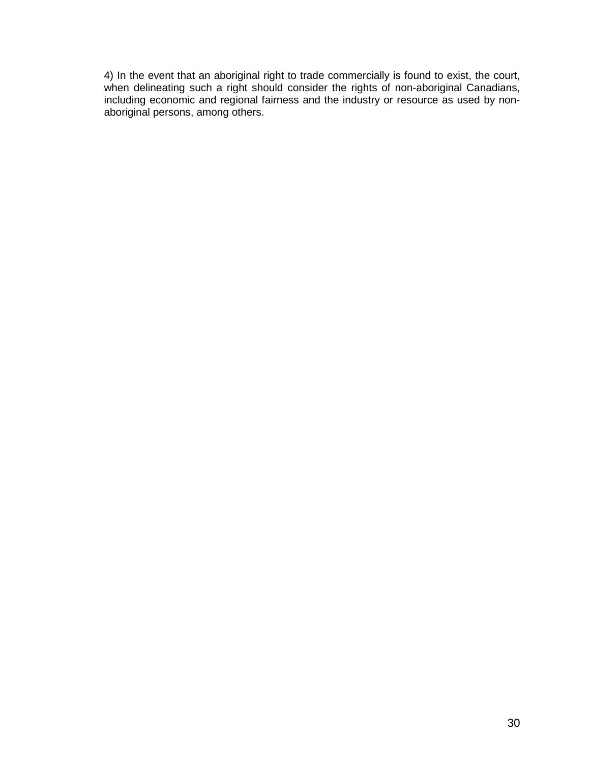4) In the event that an aboriginal right to trade commercially is found to exist, the court, when delineating such a right should consider the rights of non-aboriginal Canadians, including economic and regional fairness and the industry or resource as used by non-aboriginal persons, among others.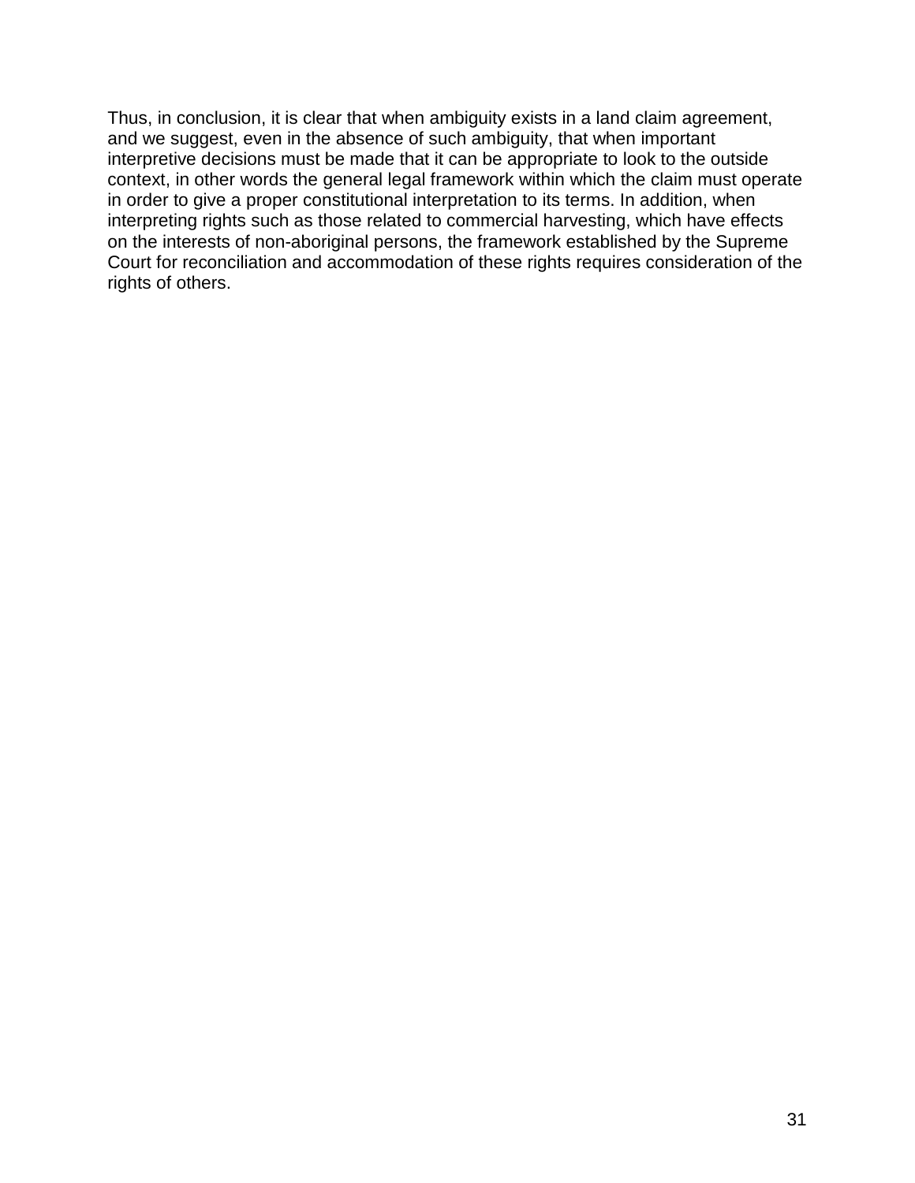Thus, in conclusion, it is clear that when ambiguity exists in a land claim agreement, and we suggest, even in the absence of such ambiguity, that when important interpretive decisions must be made that it can be appropriate to look to the outside context, in other words the general legal framework within which the claim must operate in order to give a proper constitutional interpretation to its terms. In addition, when interpreting rights such as those related to commercial harvesting, which have effects on the interests of non-aboriginal persons, the framework established by the Supreme Court for reconciliation and accommodation of these rights requires consideration of the rights of others.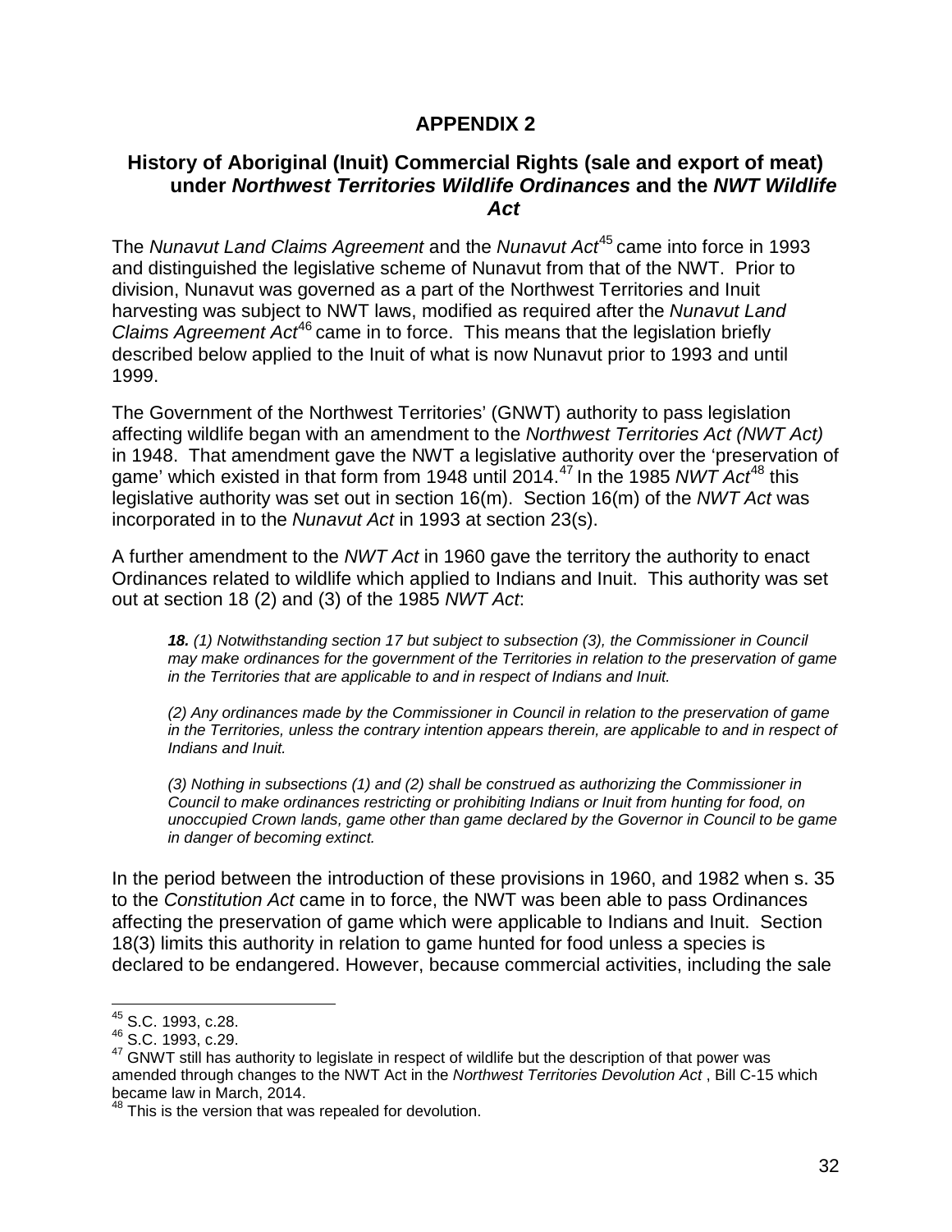# APPENDIX 2

## History of Aboriginal (Inuit) Commercial Rights (sale and export of meat) under *Northwest Territories Wildlife Ordinances* and the *NWT Wildlife Act*

The *Nunavut Land Claims Agreement* and the *Nunavut Act*[45] came into force in 1993 and distinguished the legislative scheme of Nunavut from that of the NWT. Prior to division, Nunavut was governed as a part of the Northwest Territories and Inuit harvesting was subject to NWT laws, modified as required after the *Nunavut Land Claims Agreement Act*[46] came in to force. This means that the legislation briefly described below applied to the Inuit of what is now Nunavut prior to 1993 and until 1999.

The Government of the Northwest Territories' (GNWT) authority to pass legislation affecting wildlife began with an amendment to the *Northwest Territories Act (NWT Act)* in 1948. That amendment gave the NWT a legislative authority over the 'preservation of game' which existed in that form from 1948 until 2014.[47] In the 1985 *NWT Act*[48] this legislative authority was set out in section 16(m). Section 16(m) of the *NWT Act* was incorporated in to the *Nunavut Act* in 1993 at section 23(s).

A further amendment to the *NWT Act* in 1960 gave the territory the authority to enact Ordinances related to wildlife which applied to Indians and Inuit. This authority was set out at section 18 (2) and (3) of the 1985 *NWT Act*:

> ***18.** (1) Notwithstanding section 17 but subject to subsection (3), the Commissioner in Council may make ordinances for the government of the Territories in relation to the preservation of game in the Territories that are applicable to and in respect of Indians and Inuit.*
>
> *(2) Any ordinances made by the Commissioner in Council in relation to the preservation of game in the Territories, unless the contrary intention appears therein, are applicable to and in respect of Indians and Inuit.*
>
> *(3) Nothing in subsections (1) and (2) shall be construed as authorizing the Commissioner in Council to make ordinances restricting or prohibiting Indians or Inuit from hunting for food, on unoccupied Crown lands, game other than game declared by the Governor in Council to be game in danger of becoming extinct.*

In the period between the introduction of these provisions in 1960, and 1982 when s. 35 to the *Constitution Act* came in to force, the NWT was been able to pass Ordinances affecting the preservation of game which were applicable to Indians and Inuit. Section 18(3) limits this authority in relation to game hunted for food unless a species is declared to be endangered. However, because commercial activities, including the sale

---

[45] S.C. 1993, c.28.

[46] S.C. 1993, c.29.

[47] GNWT still has authority to legislate in respect of wildlife but the description of that power was amended through changes to the NWT Act in the *Northwest Territories Devolution Act* , Bill C-15 which became law in March, 2014.

[48] This is the version that was repealed for devolution.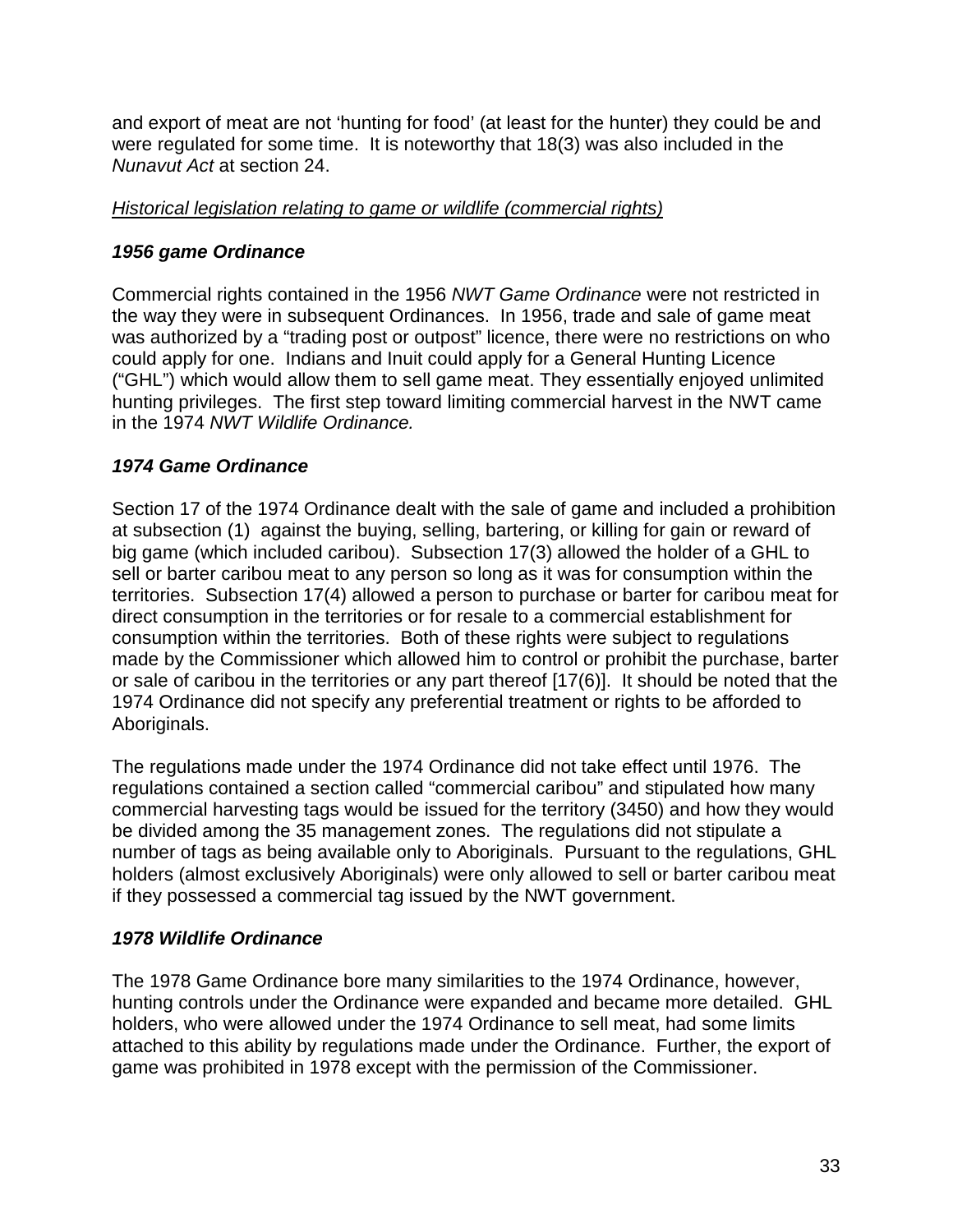and export of meat are not 'hunting for food' (at least for the hunter) they could be and were regulated for some time. It is noteworthy that 18(3) was also included in the *Nunavut Act* at section 24.

<u>*Historical legislation relating to game or wildlife (commercial rights)*</u>

### ***1956 game Ordinance***

Commercial rights contained in the 1956 *NWT Game Ordinance* were not restricted in the way they were in subsequent Ordinances. In 1956, trade and sale of game meat was authorized by a "trading post or outpost" licence, there were no restrictions on who could apply for one. Indians and Inuit could apply for a General Hunting Licence ("GHL") which would allow them to sell game meat. They essentially enjoyed unlimited hunting privileges. The first step toward limiting commercial harvest in the NWT came in the 1974 *NWT Wildlife Ordinance.*

### ***1974 Game Ordinance***

Section 17 of the 1974 Ordinance dealt with the sale of game and included a prohibition at subsection (1) against the buying, selling, bartering, or killing for gain or reward of big game (which included caribou). Subsection 17(3) allowed the holder of a GHL to sell or barter caribou meat to any person so long as it was for consumption within the territories. Subsection 17(4) allowed a person to purchase or barter for caribou meat for direct consumption in the territories or for resale to a commercial establishment for consumption within the territories. Both of these rights were subject to regulations made by the Commissioner which allowed him to control or prohibit the purchase, barter or sale of caribou in the territories or any part thereof [17(6)]. It should be noted that the 1974 Ordinance did not specify any preferential treatment or rights to be afforded to Aboriginals.

The regulations made under the 1974 Ordinance did not take effect until 1976. The regulations contained a section called "commercial caribou" and stipulated how many commercial harvesting tags would be issued for the territory (3450) and how they would be divided among the 35 management zones. The regulations did not stipulate a number of tags as being available only to Aboriginals. Pursuant to the regulations, GHL holders (almost exclusively Aboriginals) were only allowed to sell or barter caribou meat if they possessed a commercial tag issued by the NWT government.

### ***1978 Wildlife Ordinance***

The 1978 Game Ordinance bore many similarities to the 1974 Ordinance, however, hunting controls under the Ordinance were expanded and became more detailed. GHL holders, who were allowed under the 1974 Ordinance to sell meat, had some limits attached to this ability by regulations made under the Ordinance. Further, the export of game was prohibited in 1978 except with the permission of the Commissioner.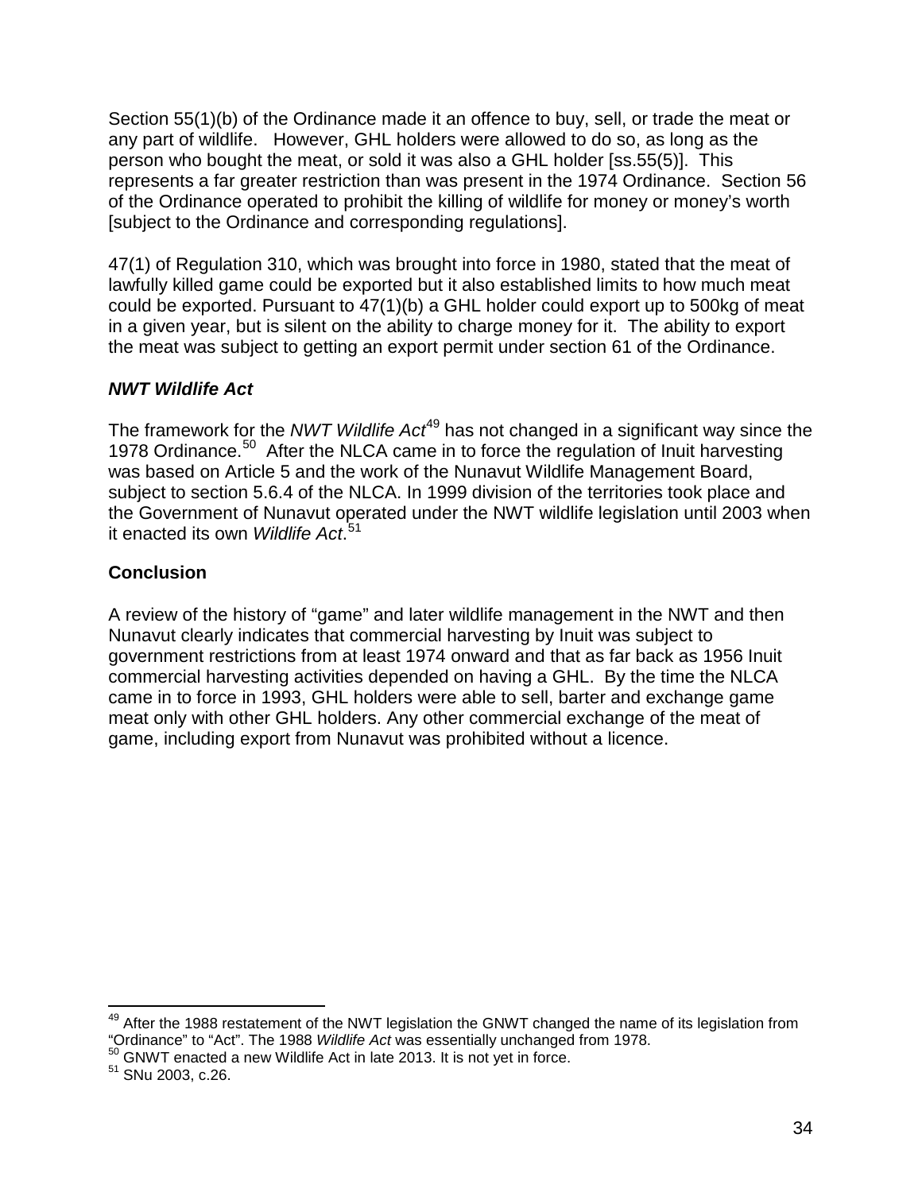Section 55(1)(b) of the Ordinance made it an offence to buy, sell, or trade the meat or any part of wildlife. However, GHL holders were allowed to do so, as long as the person who bought the meat, or sold it was also a GHL holder [ss.55(5)]. This represents a far greater restriction than was present in the 1974 Ordinance. Section 56 of the Ordinance operated to prohibit the killing of wildlife for money or money's worth [subject to the Ordinance and corresponding regulations].

47(1) of Regulation 310, which was brought into force in 1980, stated that the meat of lawfully killed game could be exported but it also established limits to how much meat could be exported. Pursuant to 47(1)(b) a GHL holder could export up to 500kg of meat in a given year, but is silent on the ability to charge money for it. The ability to export the meat was subject to getting an export permit under section 61 of the Ordinance.

### *NWT Wildlife Act*

The framework for the *NWT Wildlife Act*[49] has not changed in a significant way since the 1978 Ordinance.[50] After the NLCA came in to force the regulation of Inuit harvesting was based on Article 5 and the work of the Nunavut Wildlife Management Board, subject to section 5.6.4 of the NLCA. In 1999 division of the territories took place and the Government of Nunavut operated under the NWT wildlife legislation until 2003 when it enacted its own *Wildlife Act*.[51]

### Conclusion

A review of the history of "game" and later wildlife management in the NWT and then Nunavut clearly indicates that commercial harvesting by Inuit was subject to government restrictions from at least 1974 onward and that as far back as 1956 Inuit commercial harvesting activities depended on having a GHL. By the time the NLCA came in to force in 1993, GHL holders were able to sell, barter and exchange game meat only with other GHL holders. Any other commercial exchange of the meat of game, including export from Nunavut was prohibited without a licence.

---

[49] After the 1988 restatement of the NWT legislation the GNWT changed the name of its legislation from "Ordinance" to "Act". The 1988 *Wildlife Act* was essentially unchanged from 1978.

[50] GNWT enacted a new Wildlife Act in late 2013. It is not yet in force.

[51] SNu 2003, c.26.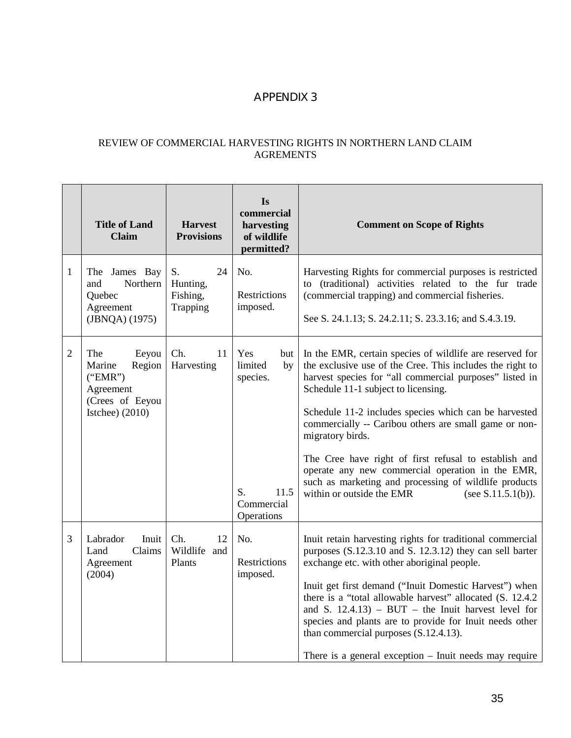# APPENDIX 3

REVIEW OF COMMERCIAL HARVESTING RIGHTS IN NORTHERN LAND CLAIM AGREMENTS

| | Title of Land Claim | Harvest Provisions | Is commercial harvesting of wildlife permitted? | Comment on Scope of Rights |
|---|---|---|---|---|
| 1 | The James Bay and Northern Quebec Agreement (JBNQA) (1975) | S. 24 Hunting, Fishing, Trapping | No.<br><br>Restrictions imposed. | Harvesting Rights for commercial purposes is restricted to (traditional) activities related to the fur trade (commercial trapping) and commercial fisheries.<br><br>See S. 24.1.13; S. 24.2.11; S. 23.3.16; and S.4.3.19. |
| 2 | The Eeyou Marine Region ("EMR") Agreement (Crees of Eeyou Istchee) (2010) | Ch. 11 Harvesting | Yes but limited by species.<br><br>S. 11.5 Commercial Operations | In the EMR, certain species of wildlife are reserved for the exclusive use of the Cree. This includes the right to harvest species for "all commercial purposes" listed in Schedule 11-1 subject to licensing.<br><br>Schedule 11-2 includes species which can be harvested commercially -- Caribou others are small game or non-migratory birds.<br><br>The Cree have right of first refusal to establish and operate any new commercial operation in the EMR, such as marketing and processing of wildlife products within or outside the EMR (see S.11.5.1(b)). |
| 3 | Labrador Inuit Land Claims Agreement (2004) | Ch. 12 Wildlife and Plants | No.<br><br>Restrictions imposed. | Inuit retain harvesting rights for traditional commercial purposes (S.12.3.10 and S. 12.3.12) they can sell barter exchange etc. with other aboriginal people.<br><br>Inuit get first demand ("Inuit Domestic Harvest") when there is a "total allowable harvest" allocated (S. 12.4.2 and S. 12.4.13) – BUT – the Inuit harvest level for species and plants are to provide for Inuit needs other than commercial purposes (S.12.4.13).<br><br>There is a general exception – Inuit needs may require |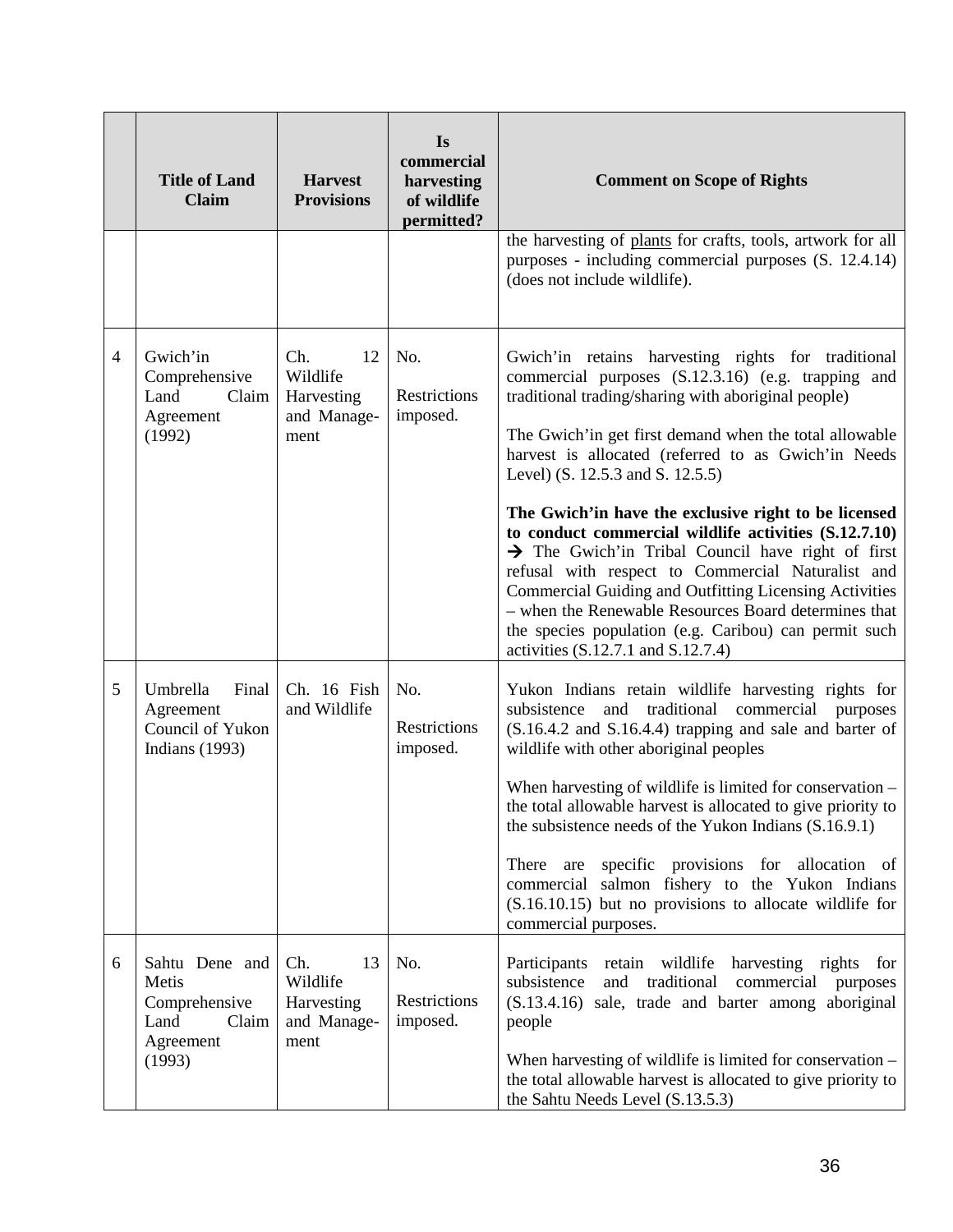| | Title of Land Claim | Harvest Provisions | Is commercial harvesting of wildlife permitted? | Comment on Scope of Rights |
|---|---|---|---|---|
| | | | | the harvesting of plants for crafts, tools, artwork for all purposes - including commercial purposes (S. 12.4.14) (does not include wildlife). |
| 4 | Gwich'in Comprehensive Land Claim Agreement (1992) | Ch. 12 Wildlife Harvesting and Management | No.<br><br>Restrictions imposed. | Gwich'in retains harvesting rights for traditional commercial purposes (S.12.3.16) (e.g. trapping and traditional trading/sharing with aboriginal people)<br><br>The Gwich'in get first demand when the total allowable harvest is allocated (referred to as Gwich'in Needs Level) (S. 12.5.3 and S. 12.5.5)<br><br>**The Gwich'in have the exclusive right to be licensed to conduct commercial wildlife activities (S.12.7.10)** → The Gwich'in Tribal Council have right of first refusal with respect to Commercial Naturalist and Commercial Guiding and Outfitting Licensing Activities – when the Renewable Resources Board determines that the species population (e.g. Caribou) can permit such activities (S.12.7.1 and S.12.7.4) |
| 5 | Umbrella Final Agreement Council of Yukon Indians (1993) | Ch. 16 Fish and Wildlife | No.<br><br>Restrictions imposed. | Yukon Indians retain wildlife harvesting rights for subsistence and traditional commercial purposes (S.16.4.2 and S.16.4.4) trapping and sale and barter of wildlife with other aboriginal peoples<br><br>When harvesting of wildlife is limited for conservation – the total allowable harvest is allocated to give priority to the subsistence needs of the Yukon Indians (S.16.9.1)<br><br>There are specific provisions for allocation of commercial salmon fishery to the Yukon Indians (S.16.10.15) but no provisions to allocate wildlife for commercial purposes. |
| 6 | Sahtu Dene and Metis Comprehensive Land Claim Agreement (1993) | Ch. 13 Wildlife Harvesting and Management | No.<br><br>Restrictions imposed. | Participants retain wildlife harvesting rights for subsistence and traditional commercial purposes (S.13.4.16) sale, trade and barter among aboriginal people<br><br>When harvesting of wildlife is limited for conservation – the total allowable harvest is allocated to give priority to the Sahtu Needs Level (S.13.5.3) |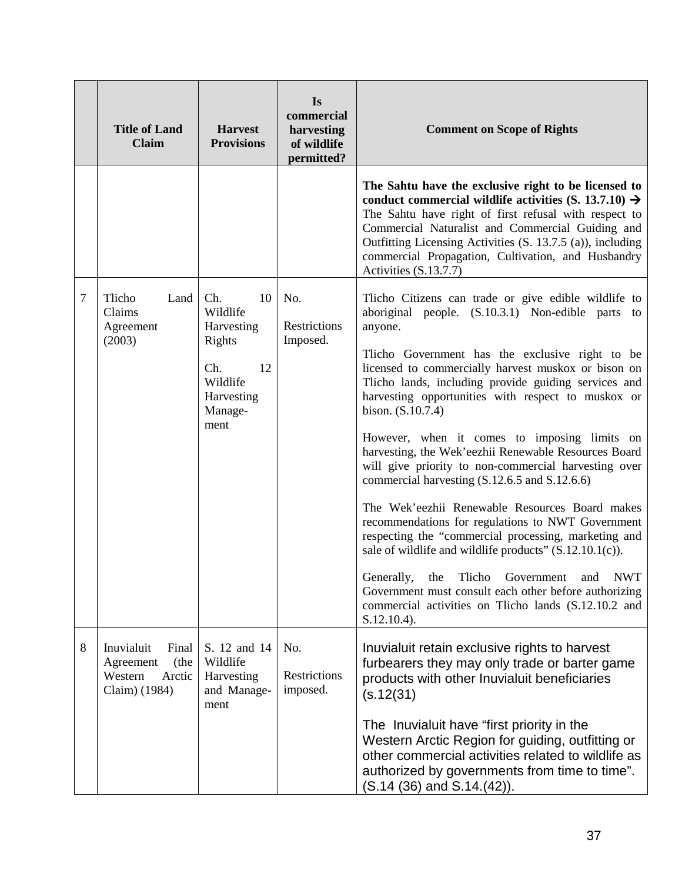| | Title of Land Claim | Harvest Provisions | Is commercial harvesting of wildlife permitted? | Comment on Scope of Rights |
|---|---|---|---|---|
| | | | | **The Sahtu have the exclusive right to be licensed to conduct commercial wildlife activities (S. 13.7.10) →** The Sahtu have right of first refusal with respect to Commercial Naturalist and Commercial Guiding and Outfitting Licensing Activities (S. 13.7.5 (a)), including commercial Propagation, Cultivation, and Husbandry Activities (S.13.7.7) |
| 7 | Tlicho Land Claims Agreement (2003) | Ch. 10 Wildlife Harvesting Rights<br><br>Ch. 12 Wildlife Harvesting Manage-ment | No.<br><br>Restrictions Imposed. | Tlicho Citizens can trade or give edible wildlife to aboriginal people. (S.10.3.1) Non-edible parts to anyone.<br><br>Tlicho Government has the exclusive right to be licensed to commercially harvest muskox or bison on Tlicho lands, including provide guiding services and harvesting opportunities with respect to muskox or bison. (S.10.7.4)<br><br>However, when it comes to imposing limits on harvesting, the Wek'eezhii Renewable Resources Board will give priority to non-commercial harvesting over commercial harvesting (S.12.6.5 and S.12.6.6)<br><br>The Wek'eezhii Renewable Resources Board makes recommendations for regulations to NWT Government respecting the "commercial processing, marketing and sale of wildlife and wildlife products" (S.12.10.1(c)).<br><br>Generally, the Tlicho Government and NWT Government must consult each other before authorizing commercial activities on Tlicho lands (S.12.10.2 and S.12.10.4). |
| 8 | Inuvialuit Final Agreement (the Western Arctic Claim) (1984) | S. 12 and 14 Wildlife Harvesting and Manage-ment | No.<br><br>Restrictions imposed. | Inuvialuit retain exclusive rights to harvest furbearers they may only trade or barter game products with other Inuvialuit beneficiaries (s.12(31)<br><br>The Inuvialuit have "first priority in the Western Arctic Region for guiding, outfitting or other commercial activities related to wildlife as authorized by governments from time to time". (S.14 (36) and S.14.(42)). |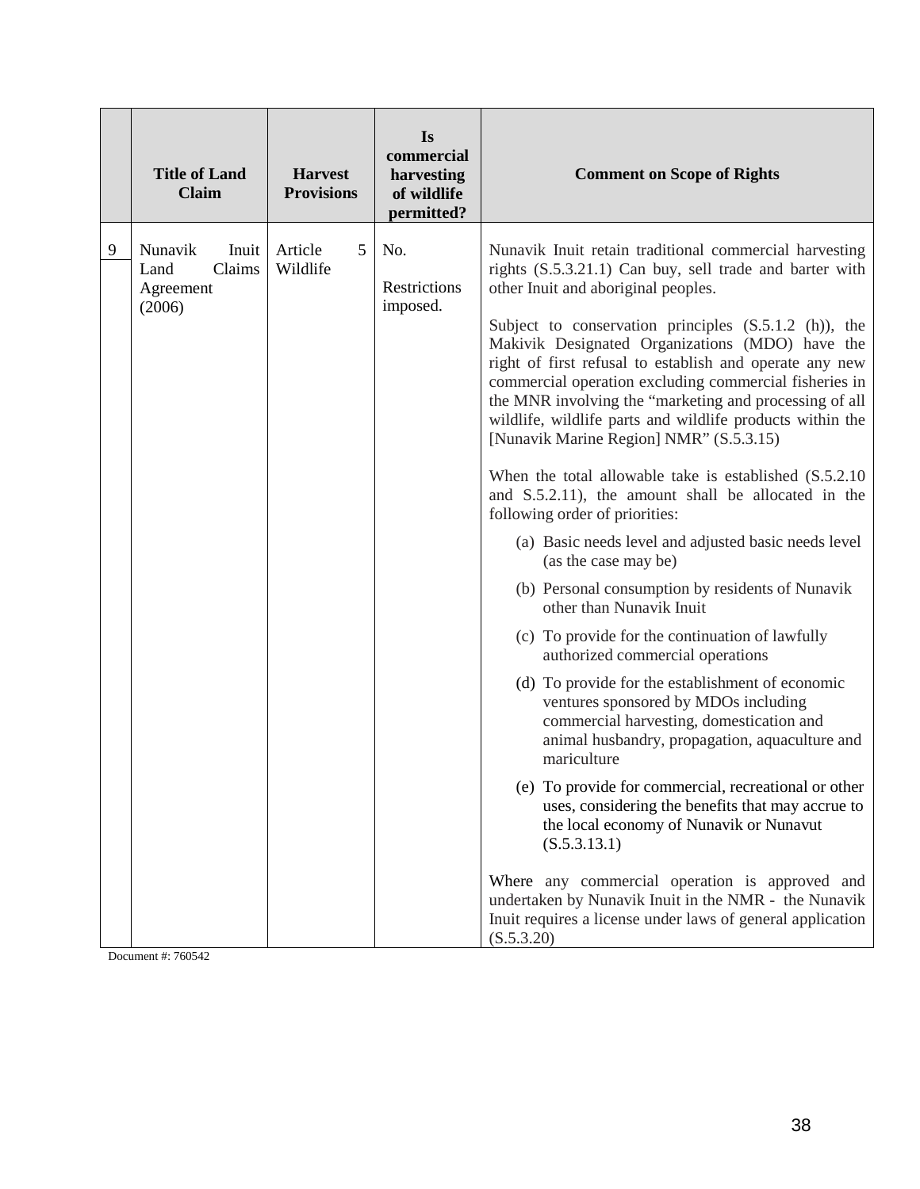| | Title of Land Claim | Harvest Provisions | Is commercial harvesting of wildlife permitted? | Comment on Scope of Rights |
|---|---|---|---|---|
| 9 | Nunavik Inuit Land Claims Agreement (2006) | Article 5 Wildlife | No.<br><br>Restrictions imposed. | Nunavik Inuit retain traditional commercial harvesting rights (S.5.3.21.1) Can buy, sell trade and barter with other Inuit and aboriginal peoples.<br><br>Subject to conservation principles (S.5.1.2 (h)), the Makivik Designated Organizations (MDO) have the right of first refusal to establish and operate any new commercial operation excluding commercial fisheries in the MNR involving the "marketing and processing of all wildlife, wildlife parts and wildlife products within the [Nunavik Marine Region] NMR" (S.5.3.15)<br><br>When the total allowable take is established (S.5.2.10 and S.5.2.11), the amount shall be allocated in the following order of priorities:<br><br>(a) Basic needs level and adjusted basic needs level (as the case may be)<br>(b) Personal consumption by residents of Nunavik other than Nunavik Inuit<br>(c) To provide for the continuation of lawfully authorized commercial operations<br>(d) To provide for the establishment of economic ventures sponsored by MDOs including commercial harvesting, domestication and animal husbandry, propagation, aquaculture and mariculture<br>(e) To provide for commercial, recreational or other uses, considering the benefits that may accrue to the local economy of Nunavik or Nunavut (S.5.3.13.1)<br><br>Where any commercial operation is approved and undertaken by Nunavik Inuit in the NMR - the Nunavik Inuit requires a license under laws of general application (S.5.3.20) |

Document #: 760542